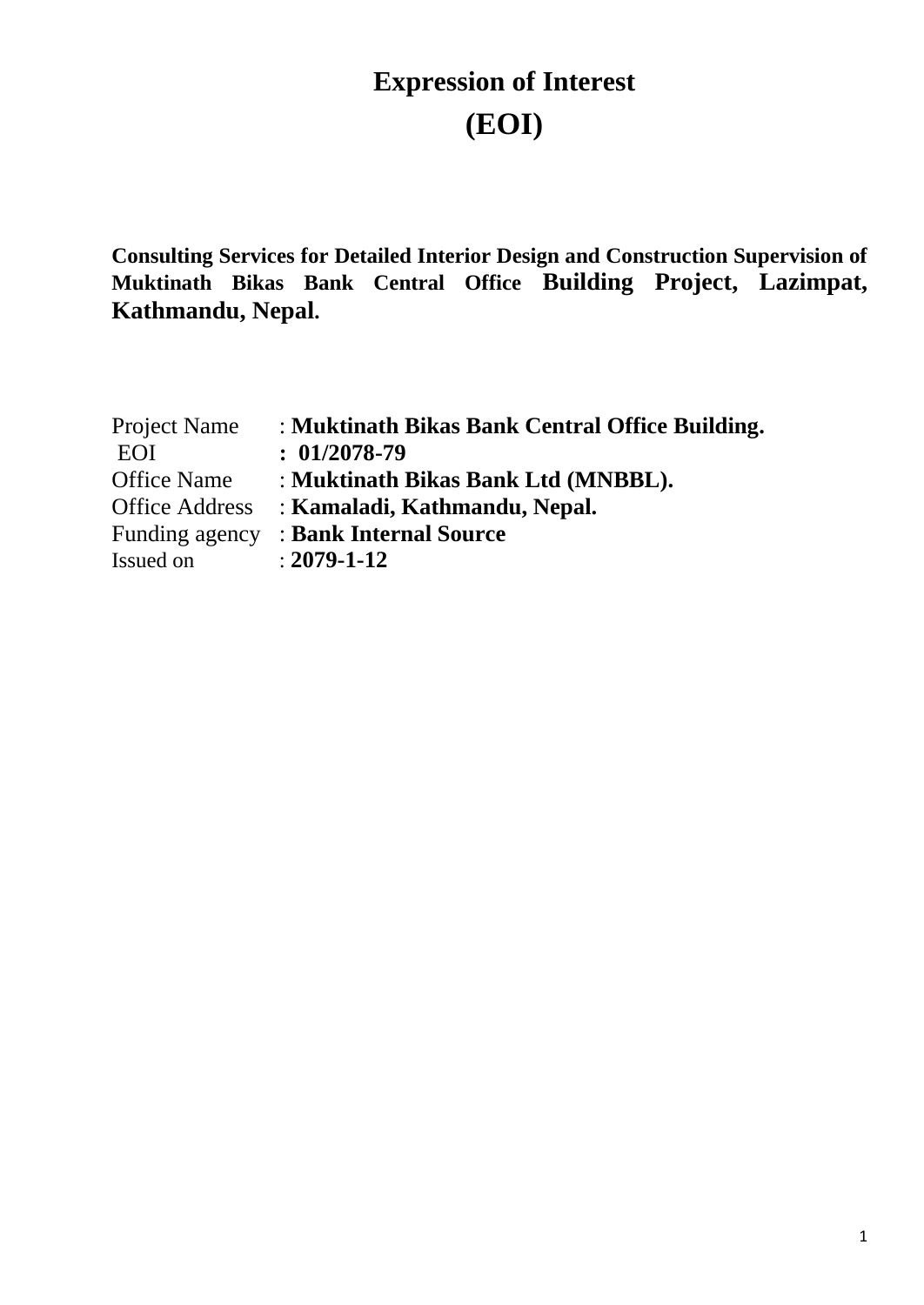# Expression of Interest

# (EOI)

**Consulting Services for Detailed Interior Design and Construction Supervision of Muktinath Bikas Bank Central Office Building Project, Lazimpat, Kathmandu, Nepal.**

Project Name : **Muktinath Bikas Bank Central Office Building.**
EOI : **01/2078-79**
Office Name : **Muktinath Bikas Bank Ltd (MNBBL).**
Office Address : **Kamaladi, Kathmandu, Nepal.**
Funding agency : **Bank Internal Source**
Issued on : **2079-1-12**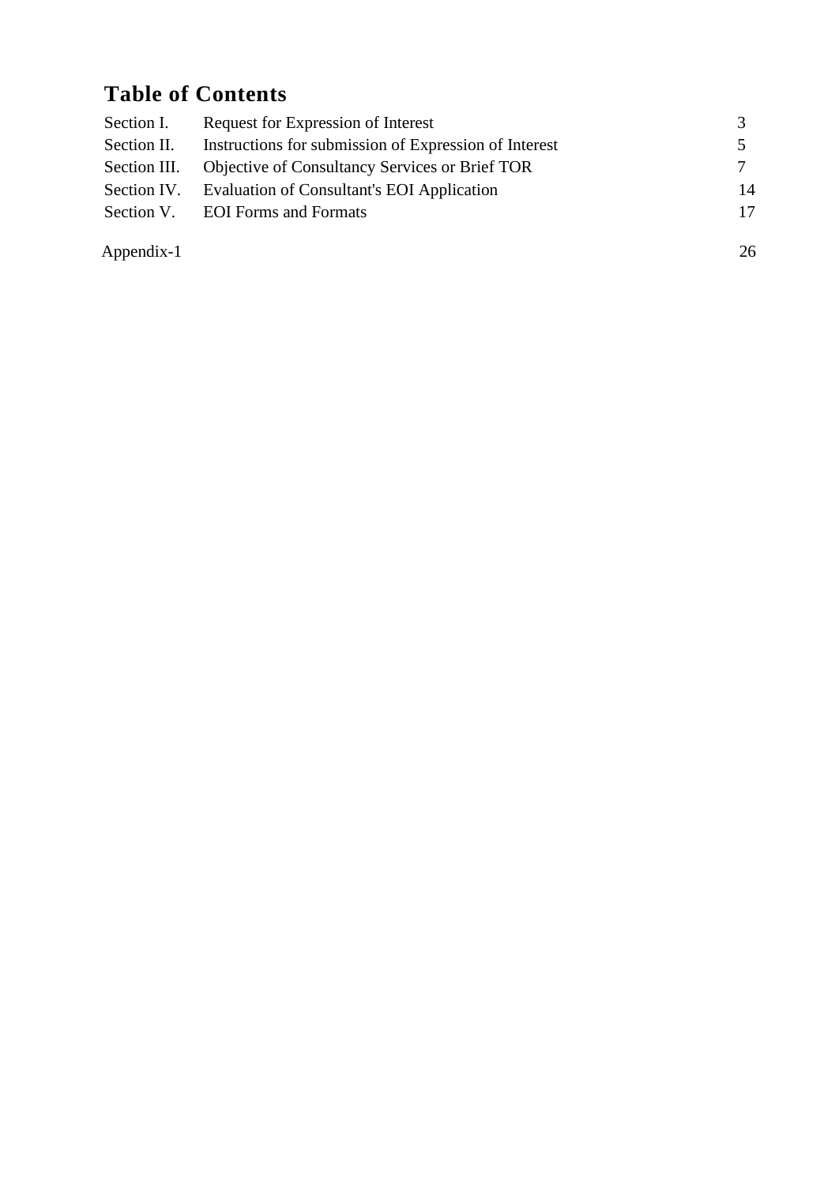# Table of Contents

| | | |
|---|---|---|
| Section I. | Request for Expression of Interest | 3 |
| Section II. | Instructions for submission of Expression of Interest | 5 |
| Section III. | Objective of Consultancy Services or Brief TOR | 7 |
| Section IV. | Evaluation of Consultant's EOI Application | 14 |
| Section V. | EOI Forms and Formats | 17 |
| Appendix-1 | | 26 |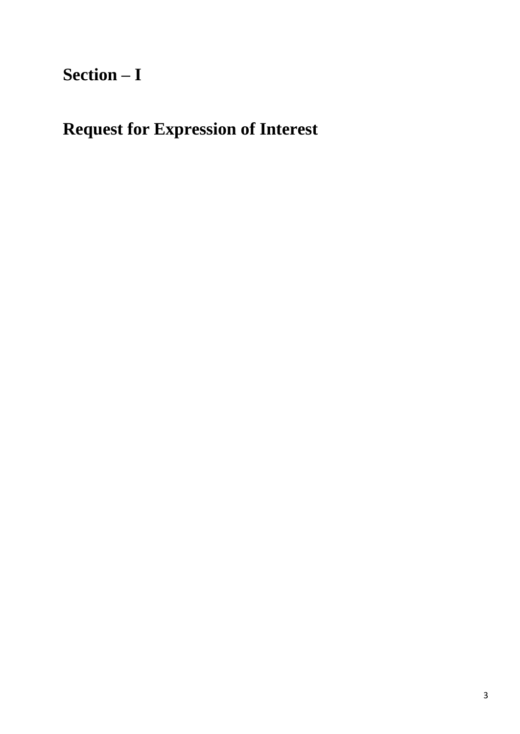# Section – I

# Request for Expression of Interest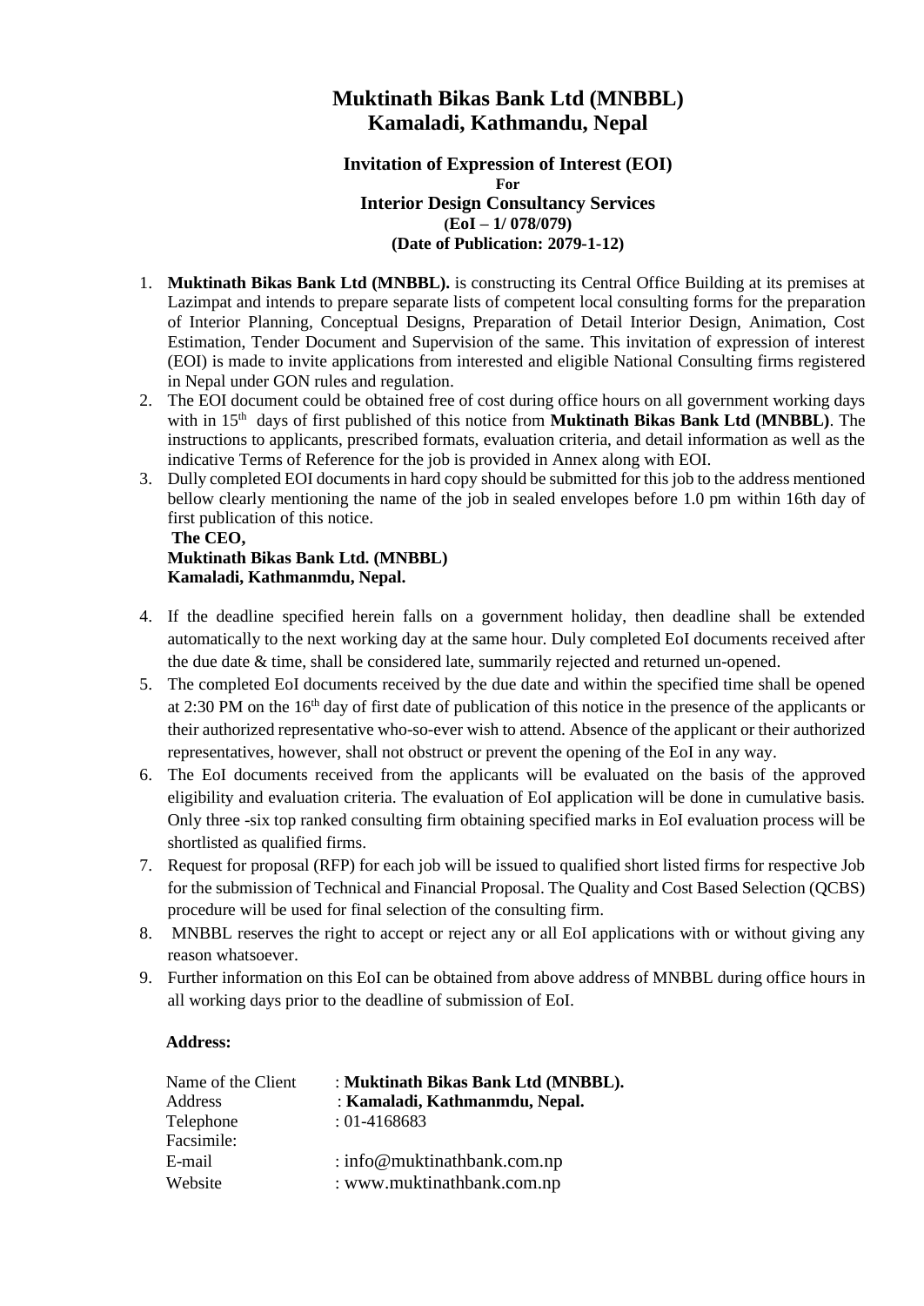# Muktinath Bikas Bank Ltd (MNBBL)
# Kamaladi, Kathmandu, Nepal

**Invitation of Expression of Interest (EOI)**
**For**
**Interior Design Consultancy Services**
**(EoI – 1/ 078/079)**
**(Date of Publication: 2079-1-12)**

1. **Muktinath Bikas Bank Ltd (MNBBL).** is constructing its Central Office Building at its premises at Lazimpat and intends to prepare separate lists of competent local consulting forms for the preparation of Interior Planning, Conceptual Designs, Preparation of Detail Interior Design, Animation, Cost Estimation, Tender Document and Supervision of the same. This invitation of expression of interest (EOI) is made to invite applications from interested and eligible National Consulting firms registered in Nepal under GON rules and regulation.
2. The EOI document could be obtained free of cost during office hours on all government working days with in 15th days of first published of this notice from **Muktinath Bikas Bank Ltd (MNBBL)**. The instructions to applicants, prescribed formats, evaluation criteria, and detail information as well as the indicative Terms of Reference for the job is provided in Annex along with EOI.
3. Dully completed EOI documents in hard copy should be submitted for this job to the address mentioned bellow clearly mentioning the name of the job in sealed envelopes before 1.0 pm within 16th day of first publication of this notice.
   **The CEO,**
   **Muktinath Bikas Bank Ltd. (MNBBL)**
   **Kamaladi, Kathmanmdu, Nepal.**
4. If the deadline specified herein falls on a government holiday, then deadline shall be extended automatically to the next working day at the same hour. Duly completed EoI documents received after the due date & time, shall be considered late, summarily rejected and returned un-opened.
5. The completed EoI documents received by the due date and within the specified time shall be opened at 2:30 PM on the 16th day of first date of publication of this notice in the presence of the applicants or their authorized representative who-so-ever wish to attend. Absence of the applicant or their authorized representatives, however, shall not obstruct or prevent the opening of the EoI in any way.
6. The EoI documents received from the applicants will be evaluated on the basis of the approved eligibility and evaluation criteria. The evaluation of EoI application will be done in cumulative basis. Only three -six top ranked consulting firm obtaining specified marks in EoI evaluation process will be shortlisted as qualified firms.
7. Request for proposal (RFP) for each job will be issued to qualified short listed firms for respective Job for the submission of Technical and Financial Proposal. The Quality and Cost Based Selection (QCBS) procedure will be used for final selection of the consulting firm.
8. MNBBL reserves the right to accept or reject any or all EoI applications with or without giving any reason whatsoever.
9. Further information on this EoI can be obtained from above address of MNBBL during office hours in all working days prior to the deadline of submission of EoI.

**Address:**

| | |
|---|---|
| Name of the Client | : **Muktinath Bikas Bank Ltd (MNBBL).** |
| Address | : **Kamaladi, Kathmanmdu, Nepal.** |
| Telephone | : 01-4168683 |
| Facsimile: | |
| E-mail | : info@muktinathbank.com.np |
| Website | : www.muktinathbank.com.np |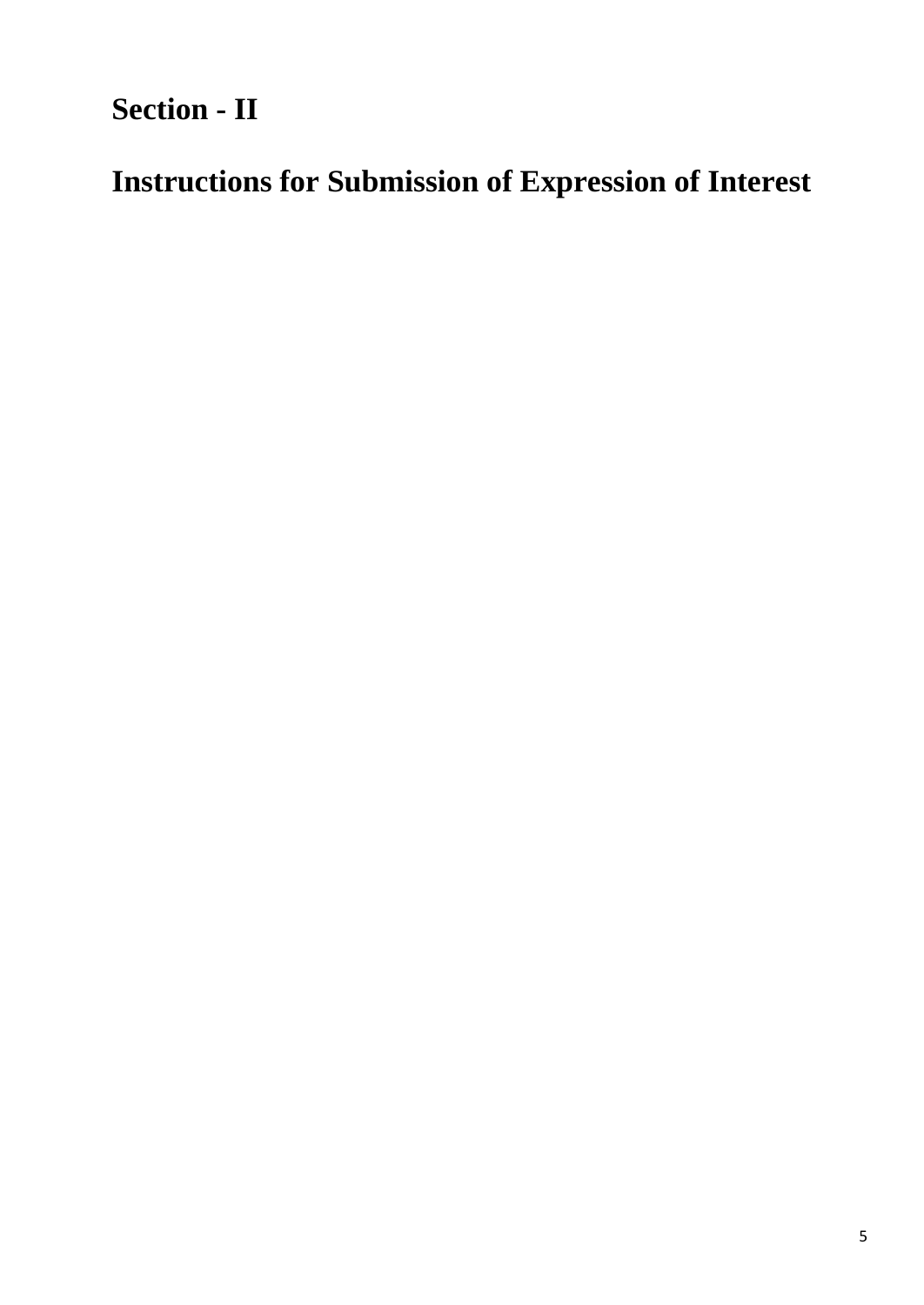# Section - II

# Instructions for Submission of Expression of Interest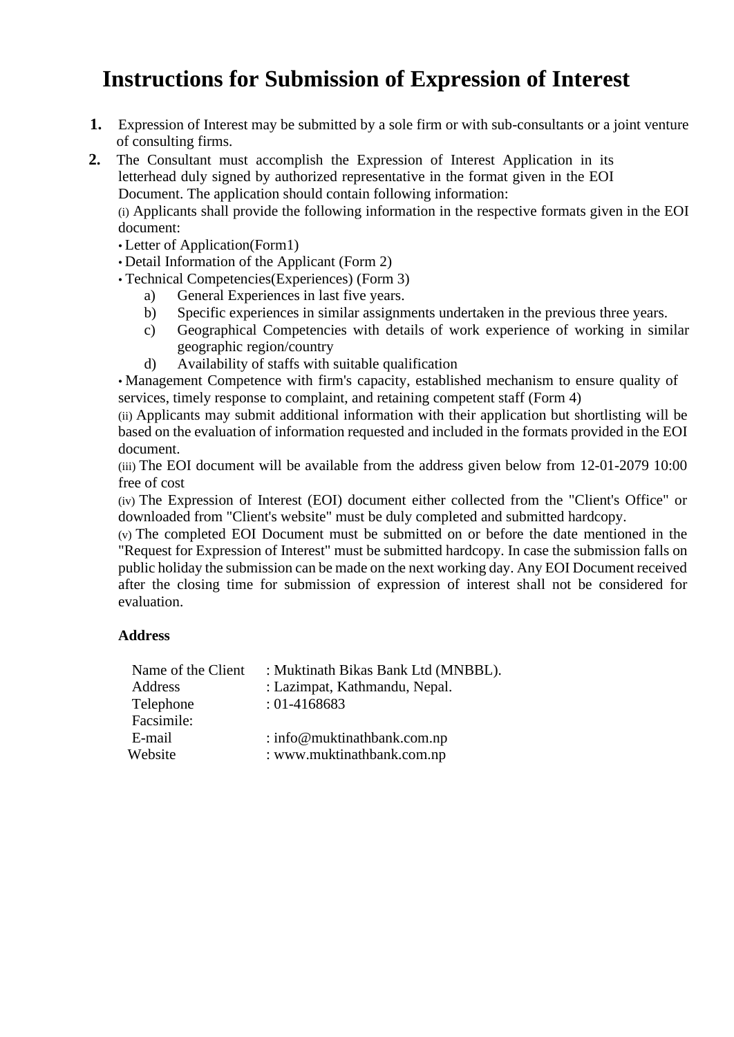# Instructions for Submission of Expression of Interest

1. Expression of Interest may be submitted by a sole firm or with sub-consultants or a joint venture of consulting firms.
2. The Consultant must accomplish the Expression of Interest Application in its letterhead duly signed by authorized representative in the format given in the EOI Document. The application should contain following information:

   (i) Applicants shall provide the following information in the respective formats given in the EOI document:

   - Letter of Application(Form1)
   - Detail Information of the Applicant (Form 2)
   - Technical Competencies(Experiences) (Form 3)
     - a) General Experiences in last five years.
     - b) Specific experiences in similar assignments undertaken in the previous three years.
     - c) Geographical Competencies with details of work experience of working in similar geographic region/country
     - d) Availability of staffs with suitable qualification
   - Management Competence with firm's capacity, established mechanism to ensure quality of services, timely response to complaint, and retaining competent staff (Form 4)

   (ii) Applicants may submit additional information with their application but shortlisting will be based on the evaluation of information requested and included in the formats provided in the EOI document.

   (iii) The EOI document will be available from the address given below from 12-01-2079 10:00 free of cost

   (iv) The Expression of Interest (EOI) document either collected from the "Client's Office" or downloaded from "Client's website" must be duly completed and submitted hardcopy.

   (v) The completed EOI Document must be submitted on or before the date mentioned in the "Request for Expression of Interest" must be submitted hardcopy. In case the submission falls on public holiday the submission can be made on the next working day. Any EOI Document received after the closing time for submission of expression of interest shall not be considered for evaluation.

**Address**

| | |
|---|---|
| Name of the Client | : Muktinath Bikas Bank Ltd (MNBBL). |
| Address | : Lazimpat, Kathmandu, Nepal. |
| Telephone | : 01-4168683 |
| Facsimile: | |
| E-mail | : info@muktinathbank.com.np |
| Website | : www.muktinathbank.com.np |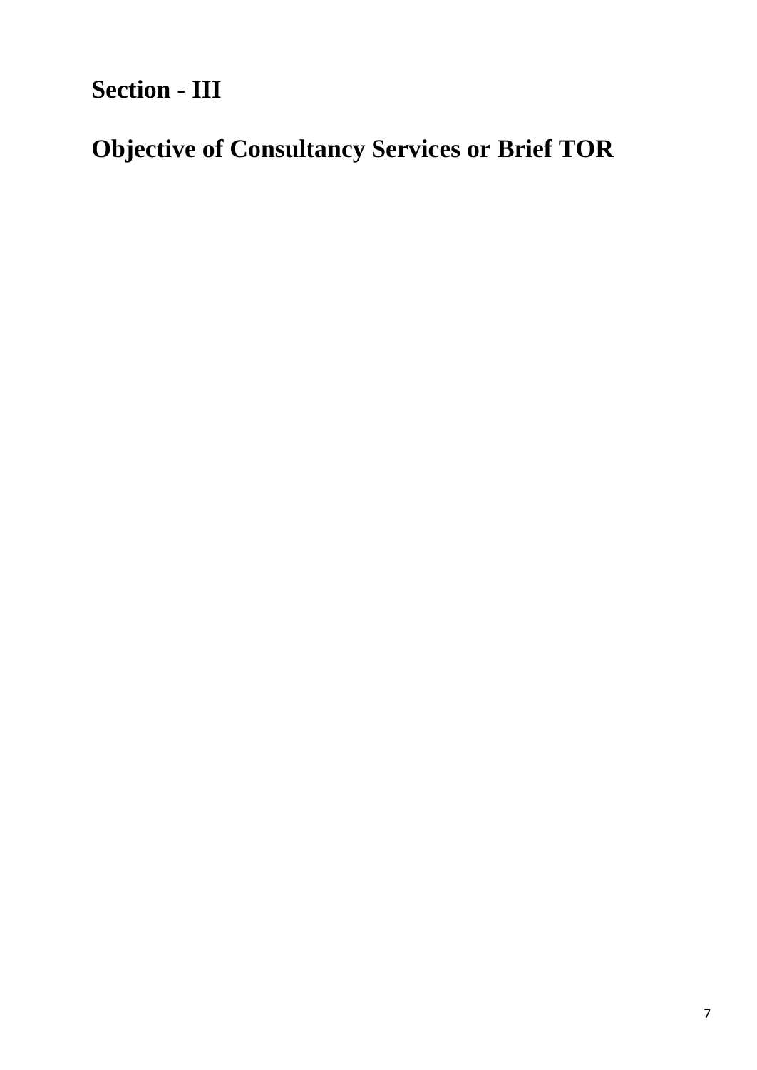# Section - III

# Objective of Consultancy Services or Brief TOR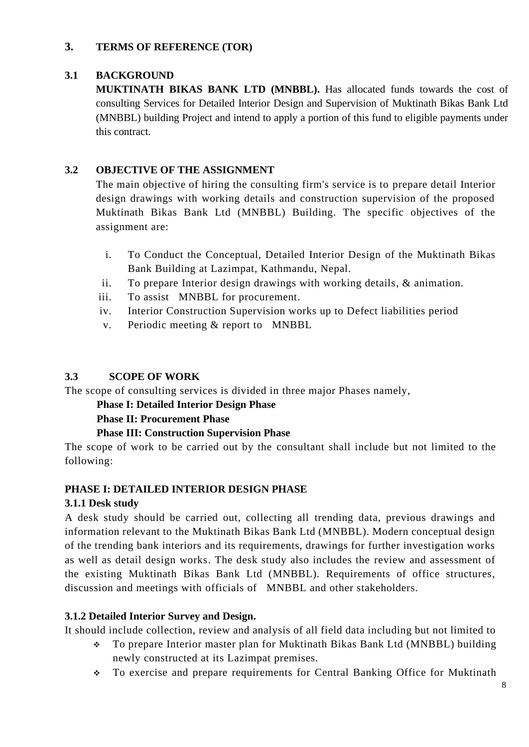## 3. TERMS OF REFERENCE (TOR)

### 3.1 BACKGROUND

**MUKTINATH BIKAS BANK LTD (MNBBL).** Has allocated funds towards the cost of consulting Services for Detailed Interior Design and Supervision of Muktinath Bikas Bank Ltd (MNBBL) building Project and intend to apply a portion of this fund to eligible payments under this contract.

### 3.2 OBJECTIVE OF THE ASSIGNMENT

The main objective of hiring the consulting firm's service is to prepare detail Interior design drawings with working details and construction supervision of the proposed Muktinath Bikas Bank Ltd (MNBBL) Building. The specific objectives of the assignment are:

i. To Conduct the Conceptual, Detailed Interior Design of the Muktinath Bikas Bank Building at Lazimpat, Kathmandu, Nepal.
ii. To prepare Interior design drawings with working details, & animation.
iii. To assist MNBBL for procurement.
iv. Interior Construction Supervision works up to Defect liabilities period
v. Periodic meeting & report to MNBBL

### 3.3 SCOPE OF WORK

The scope of consulting services is divided in three major Phases namely,

**Phase I: Detailed Interior Design Phase**
**Phase II: Procurement Phase**
**Phase III: Construction Supervision Phase**

The scope of work to be carried out by the consultant shall include but not limited to the following:

**PHASE I: DETAILED INTERIOR DESIGN PHASE**

**3.1.1 Desk study**

A desk study should be carried out, collecting all trending data, previous drawings and information relevant to the Muktinath Bikas Bank Ltd (MNBBL). Modern conceptual design of the trending bank interiors and its requirements, drawings for further investigation works as well as detail design works. The desk study also includes the review and assessment of the existing Muktinath Bikas Bank Ltd (MNBBL). Requirements of office structures, discussion and meetings with officials of MNBBL and other stakeholders.

**3.1.2 Detailed Interior Survey and Design.**

It should include collection, review and analysis of all field data including but not limited to

- To prepare Interior master plan for Muktinath Bikas Bank Ltd (MNBBL) building newly constructed at its Lazimpat premises.
- To exercise and prepare requirements for Central Banking Office for Muktinath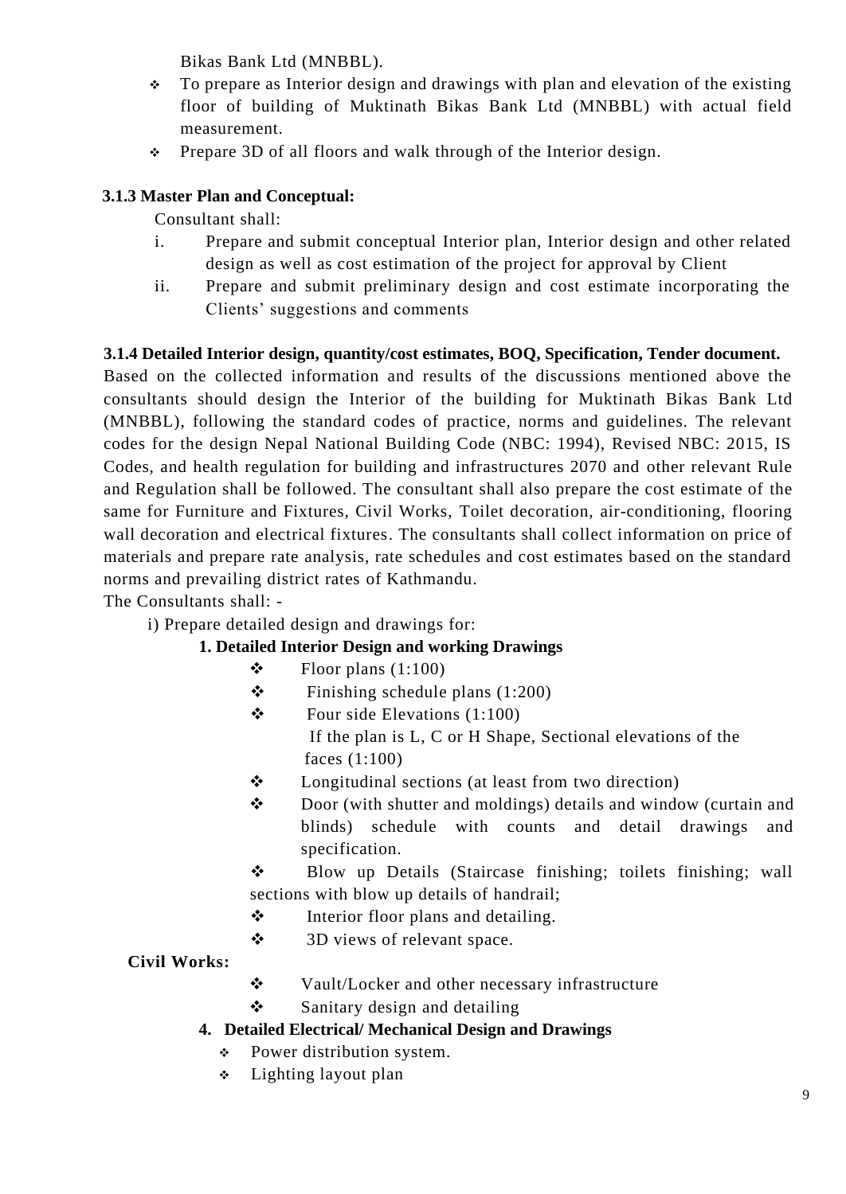Bikas Bank Ltd (MNBBL).

- To prepare as Interior design and drawings with plan and elevation of the existing floor of building of Muktinath Bikas Bank Ltd (MNBBL) with actual field measurement.
- Prepare 3D of all floors and walk through of the Interior design.

### 3.1.3 Master Plan and Conceptual:

Consultant shall:

i. Prepare and submit conceptual Interior plan, Interior design and other related design as well as cost estimation of the project for approval by Client

ii. Prepare and submit preliminary design and cost estimate incorporating the Clients' suggestions and comments

### 3.1.4 Detailed Interior design, quantity/cost estimates, BOQ, Specification, Tender document.

Based on the collected information and results of the discussions mentioned above the consultants should design the Interior of the building for Muktinath Bikas Bank Ltd (MNBBL), following the standard codes of practice, norms and guidelines. The relevant codes for the design Nepal National Building Code (NBC: 1994), Revised NBC: 2015, IS Codes, and health regulation for building and infrastructures 2070 and other relevant Rule and Regulation shall be followed. The consultant shall also prepare the cost estimate of the same for Furniture and Fixtures, Civil Works, Toilet decoration, air-conditioning, flooring wall decoration and electrical fixtures. The consultants shall collect information on price of materials and prepare rate analysis, rate schedules and cost estimates based on the standard norms and prevailing district rates of Kathmandu.

The Consultants shall: -

i) Prepare detailed design and drawings for:

**1. Detailed Interior Design and working Drawings**

- Floor plans (1:100)
- Finishing schedule plans (1:200)
- Four side Elevations (1:100)
  If the plan is L, C or H Shape, Sectional elevations of the faces (1:100)
- Longitudinal sections (at least from two direction)
- Door (with shutter and moldings) details and window (curtain and blinds) schedule with counts and detail drawings and specification.
- Blow up Details (Staircase finishing; toilets finishing; wall sections with blow up details of handrail;
- Interior floor plans and detailing.
- 3D views of relevant space.

**Civil Works:**

- Vault/Locker and other necessary infrastructure
- Sanitary design and detailing

**4. Detailed Electrical/ Mechanical Design and Drawings**

- Power distribution system.
- Lighting layout plan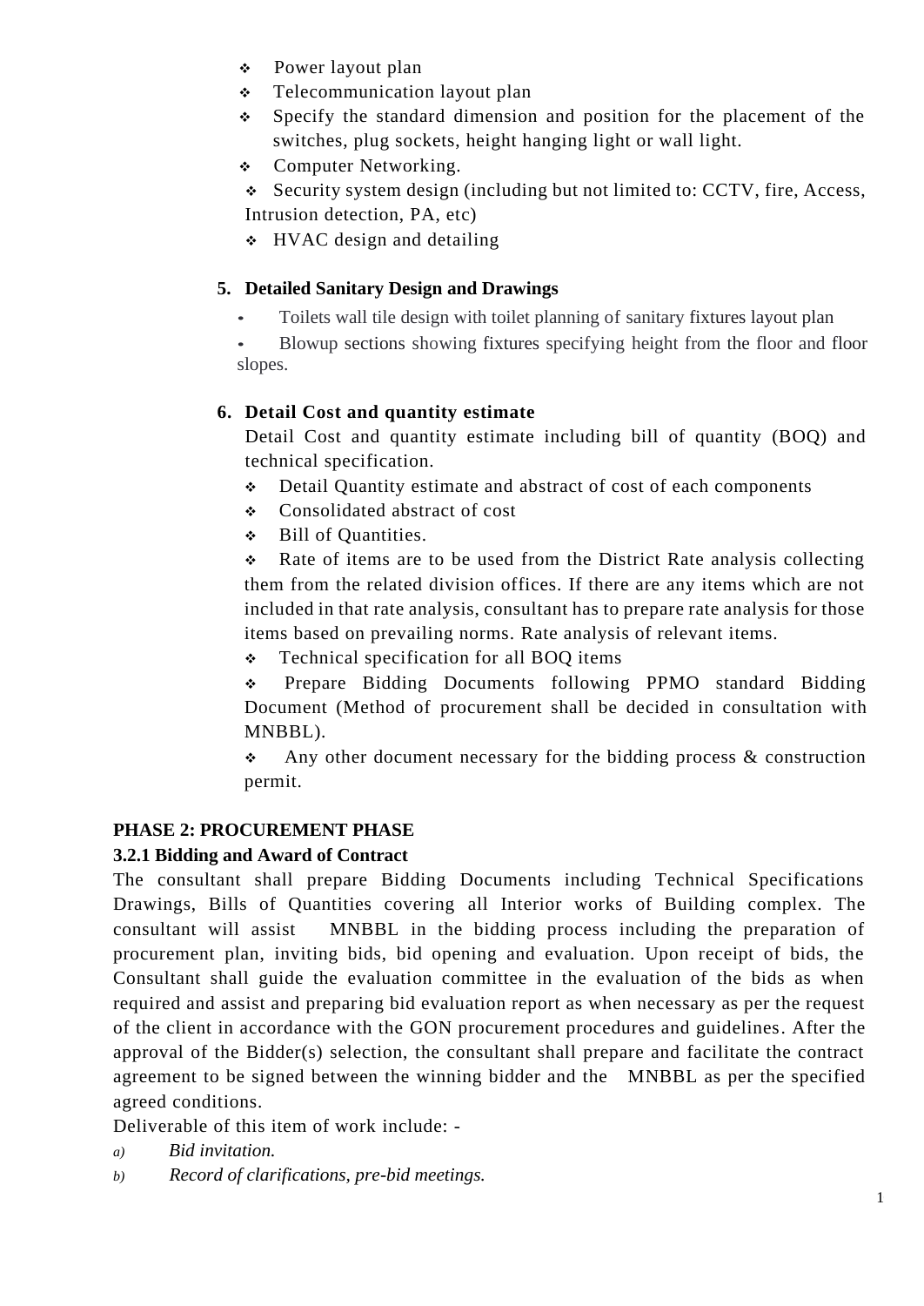- Power layout plan
- Telecommunication layout plan
- Specify the standard dimension and position for the placement of the switches, plug sockets, height hanging light or wall light.
- Computer Networking.
- Security system design (including but not limited to: CCTV, fire, Access, Intrusion detection, PA, etc)
- HVAC design and detailing

**5. Detailed Sanitary Design and Drawings**

- Toilets wall tile design with toilet planning of sanitary fixtures layout plan
- Blowup sections showing fixtures specifying height from the floor and floor slopes.

**6. Detail Cost and quantity estimate**

Detail Cost and quantity estimate including bill of quantity (BOQ) and technical specification.

- Detail Quantity estimate and abstract of cost of each components
- Consolidated abstract of cost
- Bill of Quantities.
- Rate of items are to be used from the District Rate analysis collecting them from the related division offices. If there are any items which are not included in that rate analysis, consultant has to prepare rate analysis for those items based on prevailing norms. Rate analysis of relevant items.
- Technical specification for all BOQ items
- Prepare Bidding Documents following PPMO standard Bidding Document (Method of procurement shall be decided in consultation with MNBBL).
- Any other document necessary for the bidding process & construction permit.

**PHASE 2: PROCUREMENT PHASE**

**3.2.1 Bidding and Award of Contract**

The consultant shall prepare Bidding Documents including Technical Specifications Drawings, Bills of Quantities covering all Interior works of Building complex. The consultant will assist MNBBL in the bidding process including the preparation of procurement plan, inviting bids, bid opening and evaluation. Upon receipt of bids, the Consultant shall guide the evaluation committee in the evaluation of the bids as when required and assist and preparing bid evaluation report as when necessary as per the request of the client in accordance with the GON procurement procedures and guidelines. After the approval of the Bidder(s) selection, the consultant shall prepare and facilitate the contract agreement to be signed between the winning bidder and the MNBBL as per the specified agreed conditions.

Deliverable of this item of work include: -

a) *Bid invitation.*

b) *Record of clarifications, pre-bid meetings.*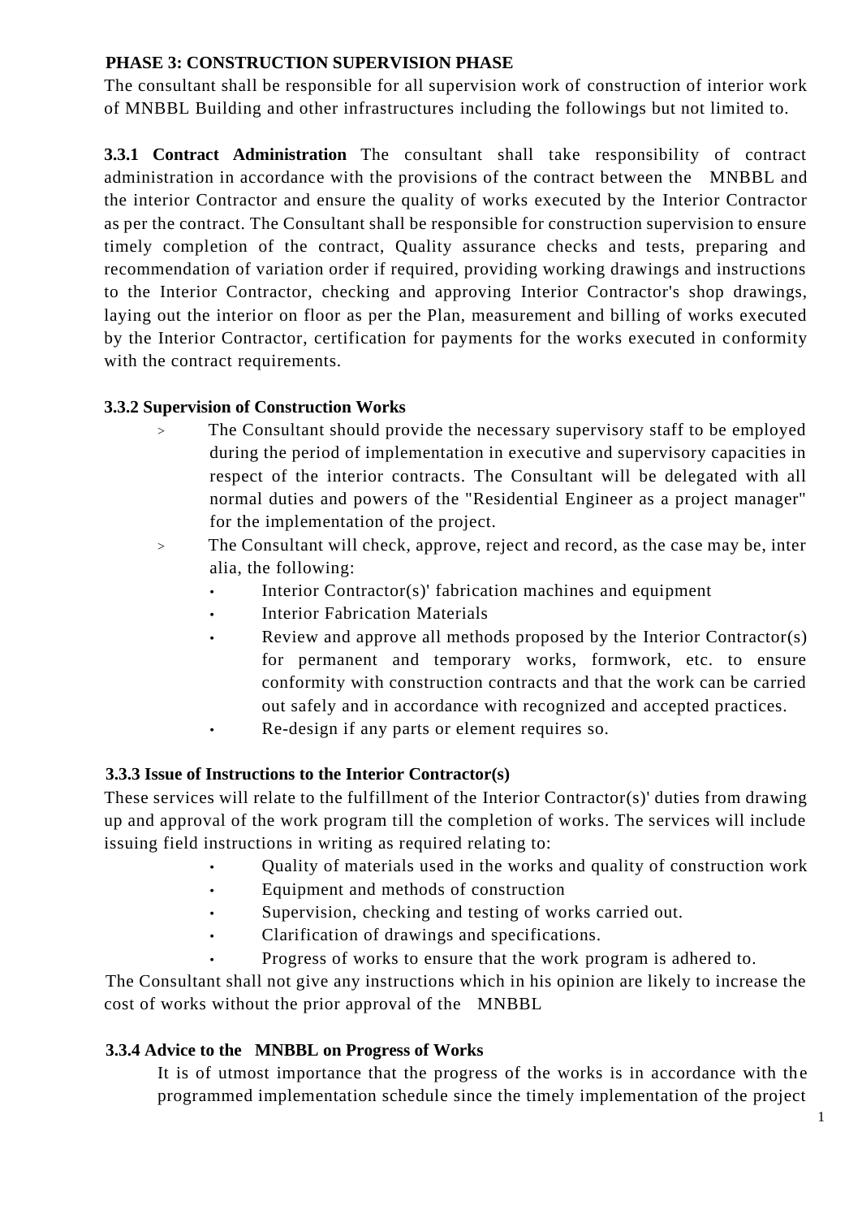**PHASE 3: CONSTRUCTION SUPERVISION PHASE**

The consultant shall be responsible for all supervision work of construction of interior work of MNBBL Building and other infrastructures including the followings but not limited to.

**3.3.1 Contract Administration** The consultant shall take responsibility of contract administration in accordance with the provisions of the contract between the MNBBL and the interior Contractor and ensure the quality of works executed by the Interior Contractor as per the contract. The Consultant shall be responsible for construction supervision to ensure timely completion of the contract, Quality assurance checks and tests, preparing and recommendation of variation order if required, providing working drawings and instructions to the Interior Contractor, checking and approving Interior Contractor's shop drawings, laying out the interior on floor as per the Plan, measurement and billing of works executed by the Interior Contractor, certification for payments for the works executed in conformity with the contract requirements.

**3.3.2 Supervision of Construction Works**

- The Consultant should provide the necessary supervisory staff to be employed during the period of implementation in executive and supervisory capacities in respect of the interior contracts. The Consultant will be delegated with all normal duties and powers of the "Residential Engineer as a project manager" for the implementation of the project.
- The Consultant will check, approve, reject and record, as the case may be, inter alia, the following:
  - Interior Contractor(s)' fabrication machines and equipment
  - Interior Fabrication Materials
  - Review and approve all methods proposed by the Interior Contractor(s) for permanent and temporary works, formwork, etc. to ensure conformity with construction contracts and that the work can be carried out safely and in accordance with recognized and accepted practices.
  - Re-design if any parts or element requires so.

**3.3.3 Issue of Instructions to the Interior Contractor(s)**

These services will relate to the fulfillment of the Interior Contractor(s)' duties from drawing up and approval of the work program till the completion of works. The services will include issuing field instructions in writing as required relating to:

- Quality of materials used in the works and quality of construction work
- Equipment and methods of construction
- Supervision, checking and testing of works carried out.
- Clarification of drawings and specifications.
- Progress of works to ensure that the work program is adhered to.

The Consultant shall not give any instructions which in his opinion are likely to increase the cost of works without the prior approval of the MNBBL

**3.3.4 Advice to the MNBBL on Progress of Works**

It is of utmost importance that the progress of the works is in accordance with the programmed implementation schedule since the timely implementation of the project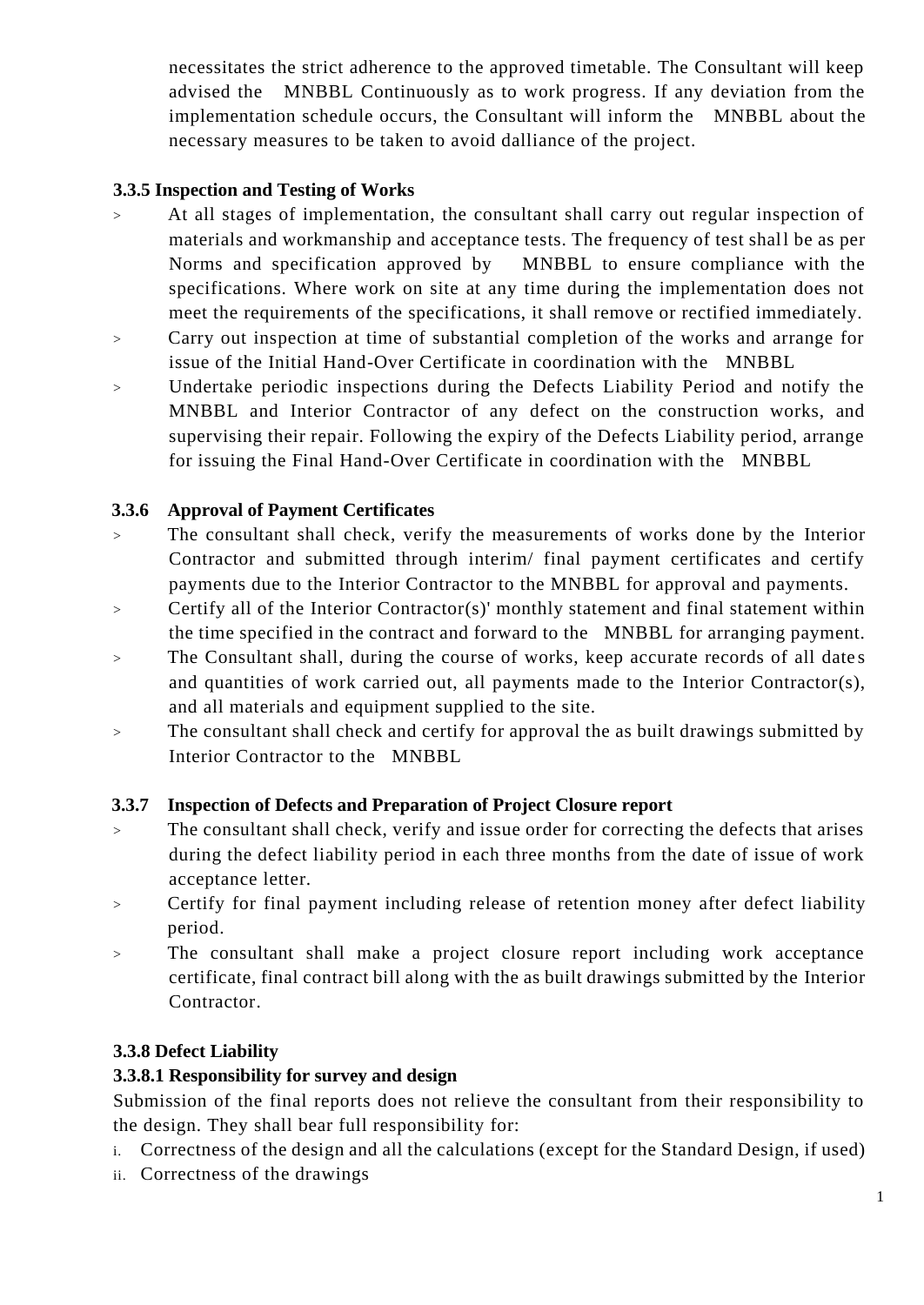necessitates the strict adherence to the approved timetable. The Consultant will keep advised the MNBBL Continuously as to work progress. If any deviation from the implementation schedule occurs, the Consultant will inform the MNBBL about the necessary measures to be taken to avoid dalliance of the project.

**3.3.5 Inspection and Testing of Works**

> At all stages of implementation, the consultant shall carry out regular inspection of materials and workmanship and acceptance tests. The frequency of test shall be as per Norms and specification approved by MNBBL to ensure compliance with the specifications. Where work on site at any time during the implementation does not meet the requirements of the specifications, it shall remove or rectified immediately.

> Carry out inspection at time of substantial completion of the works and arrange for issue of the Initial Hand-Over Certificate in coordination with the MNBBL

> Undertake periodic inspections during the Defects Liability Period and notify the MNBBL and Interior Contractor of any defect on the construction works, and supervising their repair. Following the expiry of the Defects Liability period, arrange for issuing the Final Hand-Over Certificate in coordination with the MNBBL

**3.3.6 Approval of Payment Certificates**

> The consultant shall check, verify the measurements of works done by the Interior Contractor and submitted through interim/ final payment certificates and certify payments due to the Interior Contractor to the MNBBL for approval and payments.

> Certify all of the Interior Contractor(s)' monthly statement and final statement within the time specified in the contract and forward to the MNBBL for arranging payment.

> The Consultant shall, during the course of works, keep accurate records of all dates and quantities of work carried out, all payments made to the Interior Contractor(s), and all materials and equipment supplied to the site.

> The consultant shall check and certify for approval the as built drawings submitted by Interior Contractor to the MNBBL

**3.3.7 Inspection of Defects and Preparation of Project Closure report**

> The consultant shall check, verify and issue order for correcting the defects that arises during the defect liability period in each three months from the date of issue of work acceptance letter.

> Certify for final payment including release of retention money after defect liability period.

> The consultant shall make a project closure report including work acceptance certificate, final contract bill along with the as built drawings submitted by the Interior Contractor.

**3.3.8 Defect Liability**

**3.3.8.1 Responsibility for survey and design**

Submission of the final reports does not relieve the consultant from their responsibility to the design. They shall bear full responsibility for:

i. Correctness of the design and all the calculations (except for the Standard Design, if used)

ii. Correctness of the drawings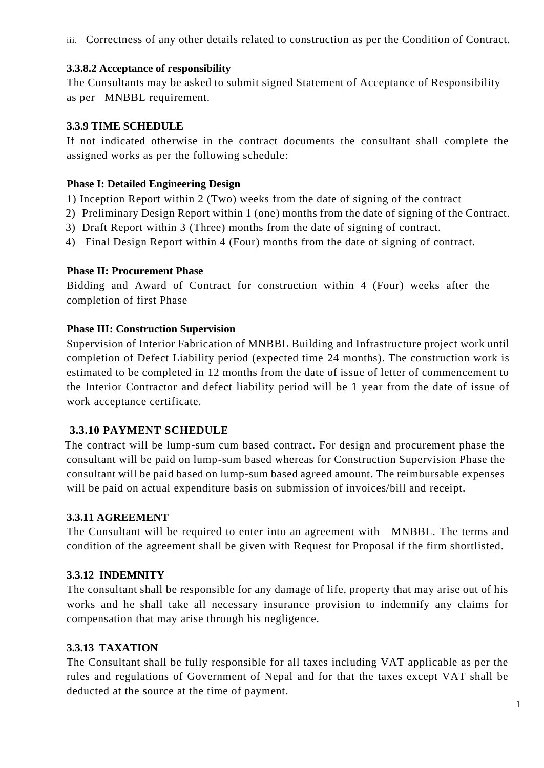iii. Correctness of any other details related to construction as per the Condition of Contract.

**3.3.8.2 Acceptance of responsibility**

The Consultants may be asked to submit signed Statement of Acceptance of Responsibility as per MNBBL requirement.

**3.3.9 TIME SCHEDULE**

If not indicated otherwise in the contract documents the consultant shall complete the assigned works as per the following schedule:

**Phase I: Detailed Engineering Design**

1) Inception Report within 2 (Two) weeks from the date of signing of the contract
2) Preliminary Design Report within 1 (one) months from the date of signing of the Contract.
3) Draft Report within 3 (Three) months from the date of signing of contract.
4) Final Design Report within 4 (Four) months from the date of signing of contract.

**Phase II: Procurement Phase**

Bidding and Award of Contract for construction within 4 (Four) weeks after the completion of first Phase

**Phase III: Construction Supervision**

Supervision of Interior Fabrication of MNBBL Building and Infrastructure project work until completion of Defect Liability period (expected time 24 months). The construction work is estimated to be completed in 12 months from the date of issue of letter of commencement to the Interior Contractor and defect liability period will be 1 year from the date of issue of work acceptance certificate.

**3.3.10 PAYMENT SCHEDULE**

The contract will be lump-sum cum based contract. For design and procurement phase the consultant will be paid on lump-sum based whereas for Construction Supervision Phase the consultant will be paid based on lump-sum based agreed amount. The reimbursable expenses will be paid on actual expenditure basis on submission of invoices/bill and receipt.

**3.3.11 AGREEMENT**

The Consultant will be required to enter into an agreement with MNBBL. The terms and condition of the agreement shall be given with Request for Proposal if the firm shortlisted.

**3.3.12 INDEMNITY**

The consultant shall be responsible for any damage of life, property that may arise out of his works and he shall take all necessary insurance provision to indemnify any claims for compensation that may arise through his negligence.

**3.3.13 TAXATION**

The Consultant shall be fully responsible for all taxes including VAT applicable as per the rules and regulations of Government of Nepal and for that the taxes except VAT shall be deducted at the source at the time of payment.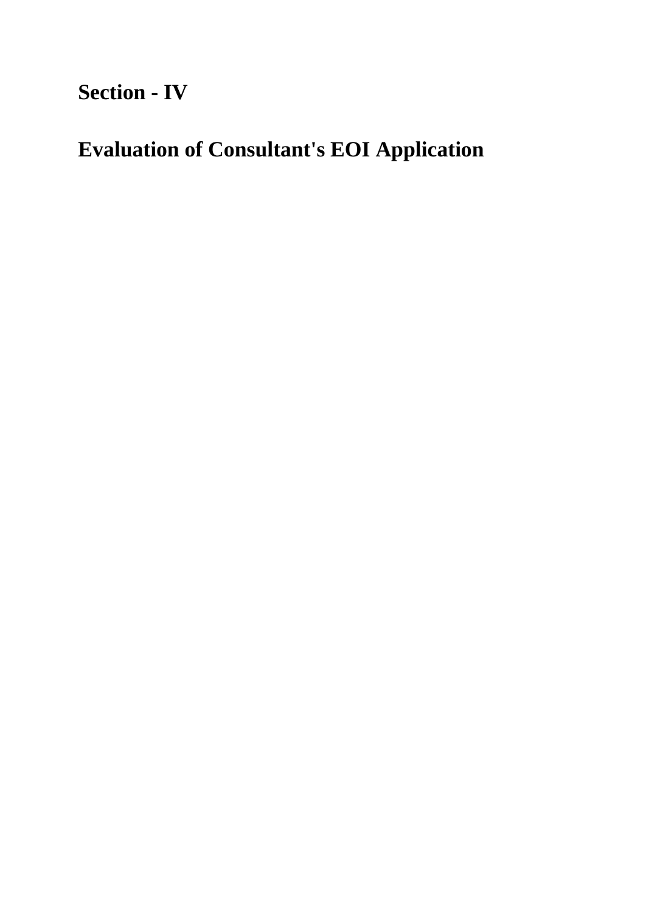# Section - IV

# Evaluation of Consultant's EOI Application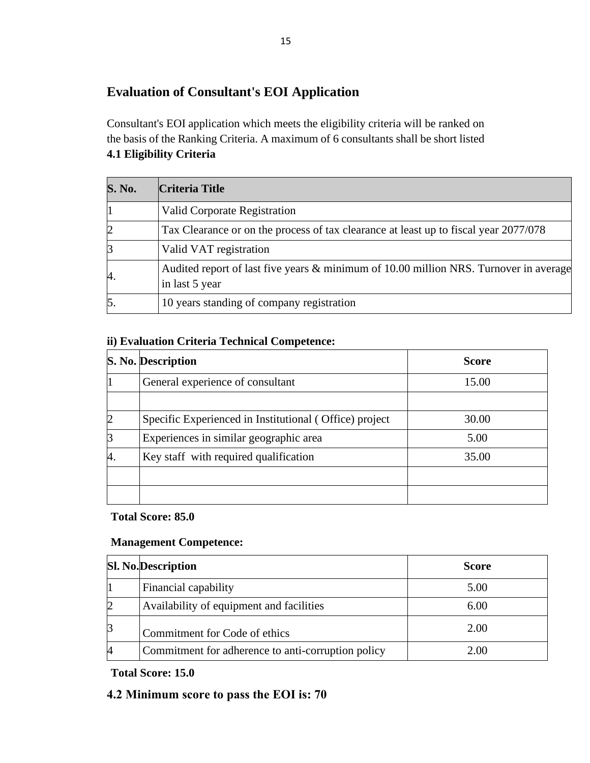## Evaluation of Consultant's EOI Application

Consultant's EOI application which meets the eligibility criteria will be ranked on the basis of the Ranking Criteria. A maximum of 6 consultants shall be short listed

**4.1 Eligibility Criteria**

| S. No. | Criteria Title |
|---|---|
| 1 | Valid Corporate Registration |
| 2 | Tax Clearance or on the process of tax clearance at least up to fiscal year 2077/078 |
| 3 | Valid VAT registration |
| 4. | Audited report of last five years & minimum of 10.00 million NRS. Turnover in average in last 5 year |
| 5. | 10 years standing of company registration |

**ii) Evaluation Criteria Technical Competence:**

| S. No. | Description | Score |
|---|---|---|
| 1 | General experience of consultant | 15.00 |
| | | |
| 2 | Specific Experienced in Institutional ( Office) project | 30.00 |
| 3 | Experiences in similar geographic area | 5.00 |
| 4. | Key staff with required qualification | 35.00 |
| | | |
| | | |

**Total Score: 85.0**

**Management Competence:**

| Sl. No. | Description | Score |
|---|---|---|
| 1 | Financial capability | 5.00 |
| 2 | Availability of equipment and facilities | 6.00 |
| 3 | Commitment for Code of ethics | 2.00 |
| 4 | Commitment for adherence to anti-corruption policy | 2.00 |

**Total Score: 15.0**

### 4.2 Minimum score to pass the EOI is: 70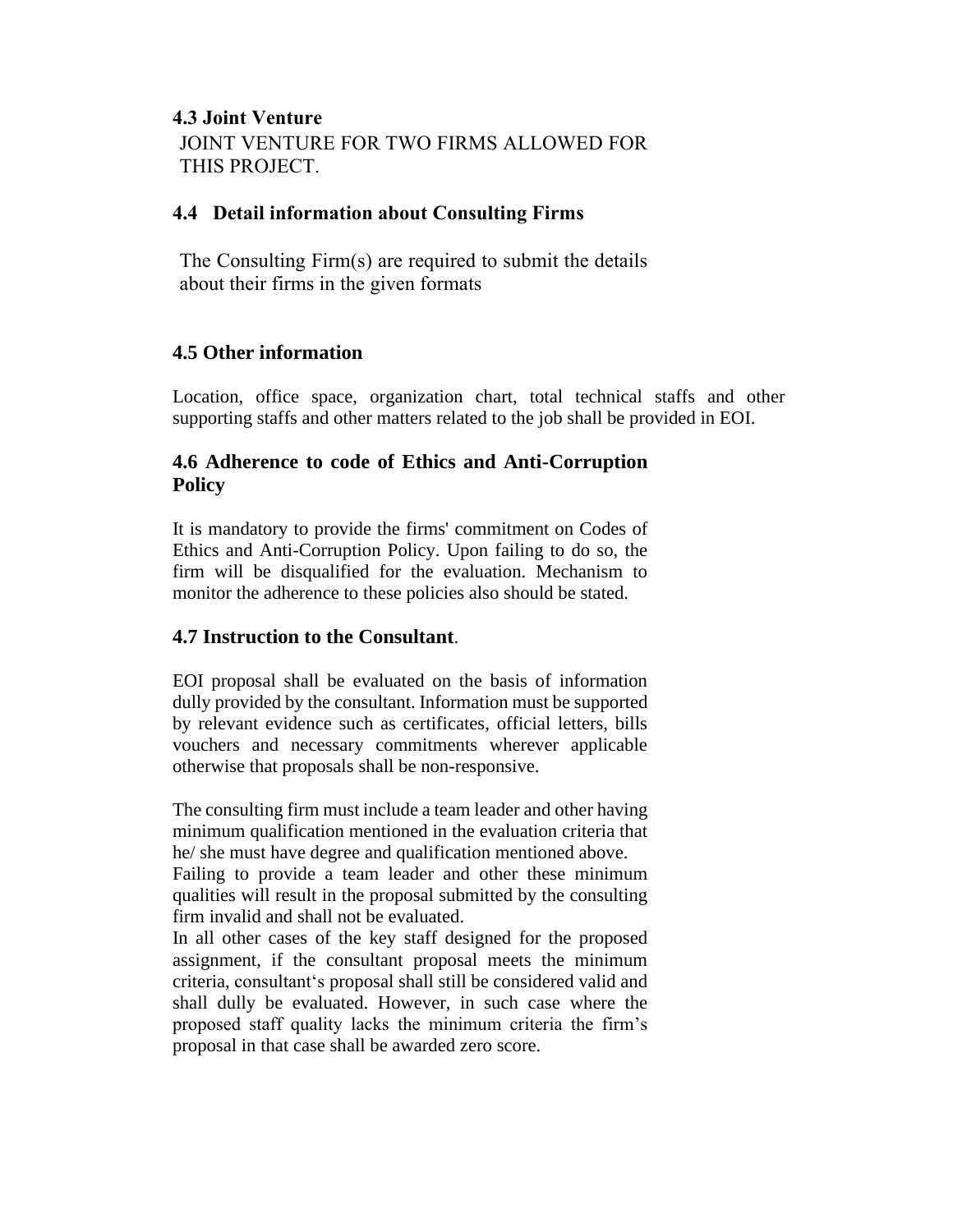### 4.3 Joint Venture

JOINT VENTURE FOR TWO FIRMS ALLOWED FOR THIS PROJECT.

### 4.4 Detail information about Consulting Firms

The Consulting Firm(s) are required to submit the details about their firms in the given formats

### 4.5 Other information

Location, office space, organization chart, total technical staffs and other supporting staffs and other matters related to the job shall be provided in EOI.

### 4.6 Adherence to code of Ethics and Anti-Corruption Policy

It is mandatory to provide the firms' commitment on Codes of Ethics and Anti-Corruption Policy. Upon failing to do so, the firm will be disqualified for the evaluation. Mechanism to monitor the adherence to these policies also should be stated.

### 4.7 Instruction to the Consultant.

EOI proposal shall be evaluated on the basis of information dully provided by the consultant. Information must be supported by relevant evidence such as certificates, official letters, bills vouchers and necessary commitments wherever applicable otherwise that proposals shall be non-responsive.

The consulting firm must include a team leader and other having minimum qualification mentioned in the evaluation criteria that he/ she must have degree and qualification mentioned above.
Failing to provide a team leader and other these minimum qualities will result in the proposal submitted by the consulting firm invalid and shall not be evaluated.
In all other cases of the key staff designed for the proposed assignment, if the consultant proposal meets the minimum criteria, consultant's proposal shall still be considered valid and shall dully be evaluated. However, in such case where the proposed staff quality lacks the minimum criteria the firm's proposal in that case shall be awarded zero score.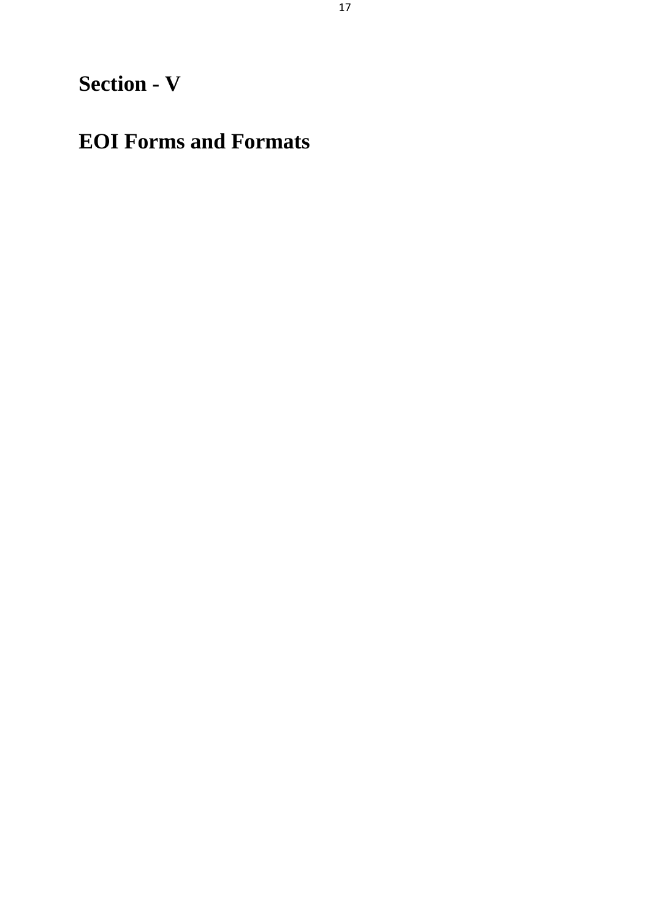# Section - V

# EOI Forms and Formats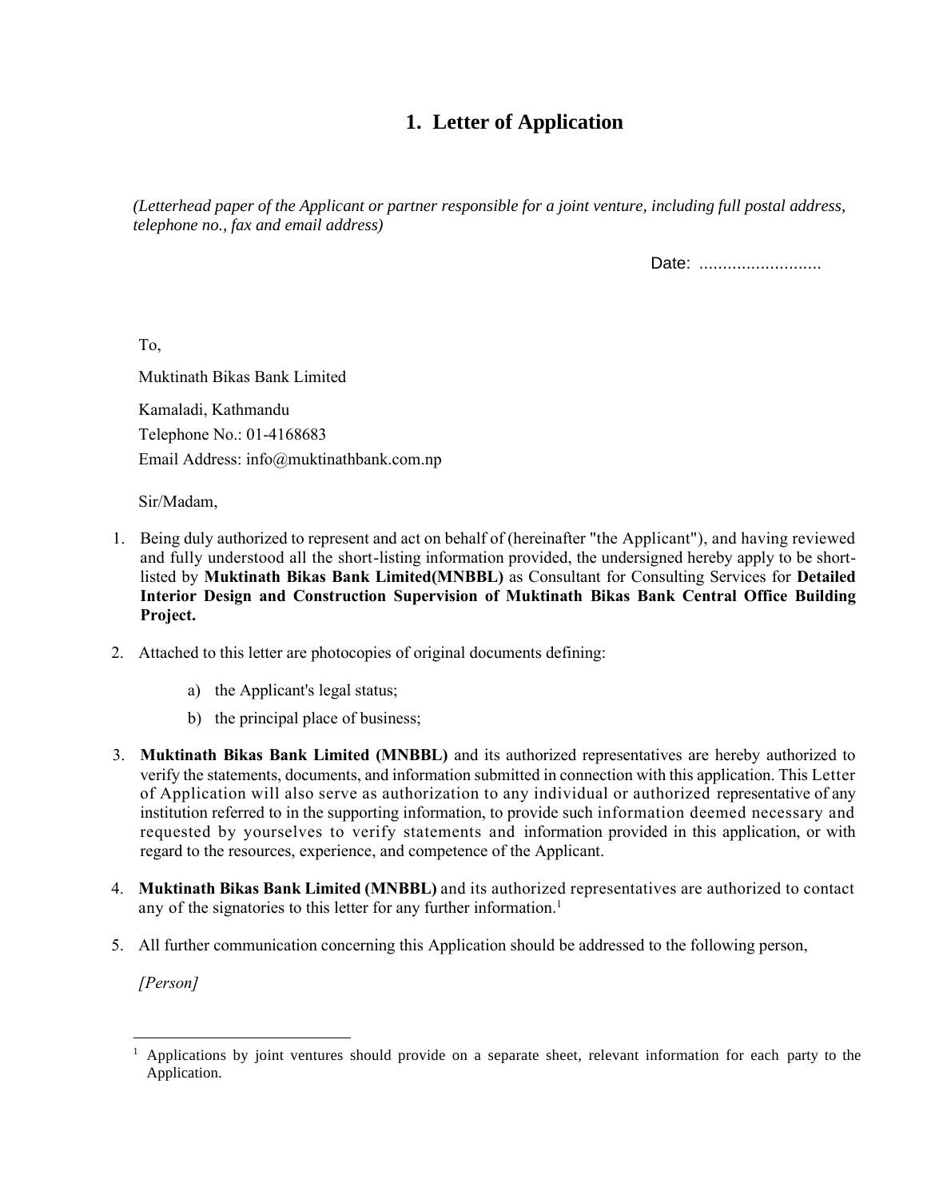# 1. Letter of Application

*(Letterhead paper of the Applicant or partner responsible for a joint venture, including full postal address, telephone no., fax and email address)*

Date: ..........................

To,

Muktinath Bikas Bank Limited

Kamaladi, Kathmandu

Telephone No.: 01-4168683

Email Address: info@muktinathbank.com.np

Sir/Madam,

1. Being duly authorized to represent and act on behalf of (hereinafter "the Applicant"), and having reviewed and fully understood all the short-listing information provided, the undersigned hereby apply to be short-listed by **Muktinath Bikas Bank Limited(MNBBL)** as Consultant for Consulting Services for **Detailed Interior Design and Construction Supervision of Muktinath Bikas Bank Central Office Building Project.**

2. Attached to this letter are photocopies of original documents defining:

   a) the Applicant's legal status;

   b) the principal place of business;

3. **Muktinath Bikas Bank Limited (MNBBL)** and its authorized representatives are hereby authorized to verify the statements, documents, and information submitted in connection with this application. This Letter of Application will also serve as authorization to any individual or authorized representative of any institution referred to in the supporting information, to provide such information deemed necessary and requested by yourselves to verify statements and information provided in this application, or with regard to the resources, experience, and competence of the Applicant.

4. **Muktinath Bikas Bank Limited (MNBBL)** and its authorized representatives are authorized to contact any of the signatories to this letter for any further information.[1]

5. All further communication concerning this Application should be addressed to the following person,

   *[Person]*

---

[1] Applications by joint ventures should provide on a separate sheet, relevant information for each party to the Application.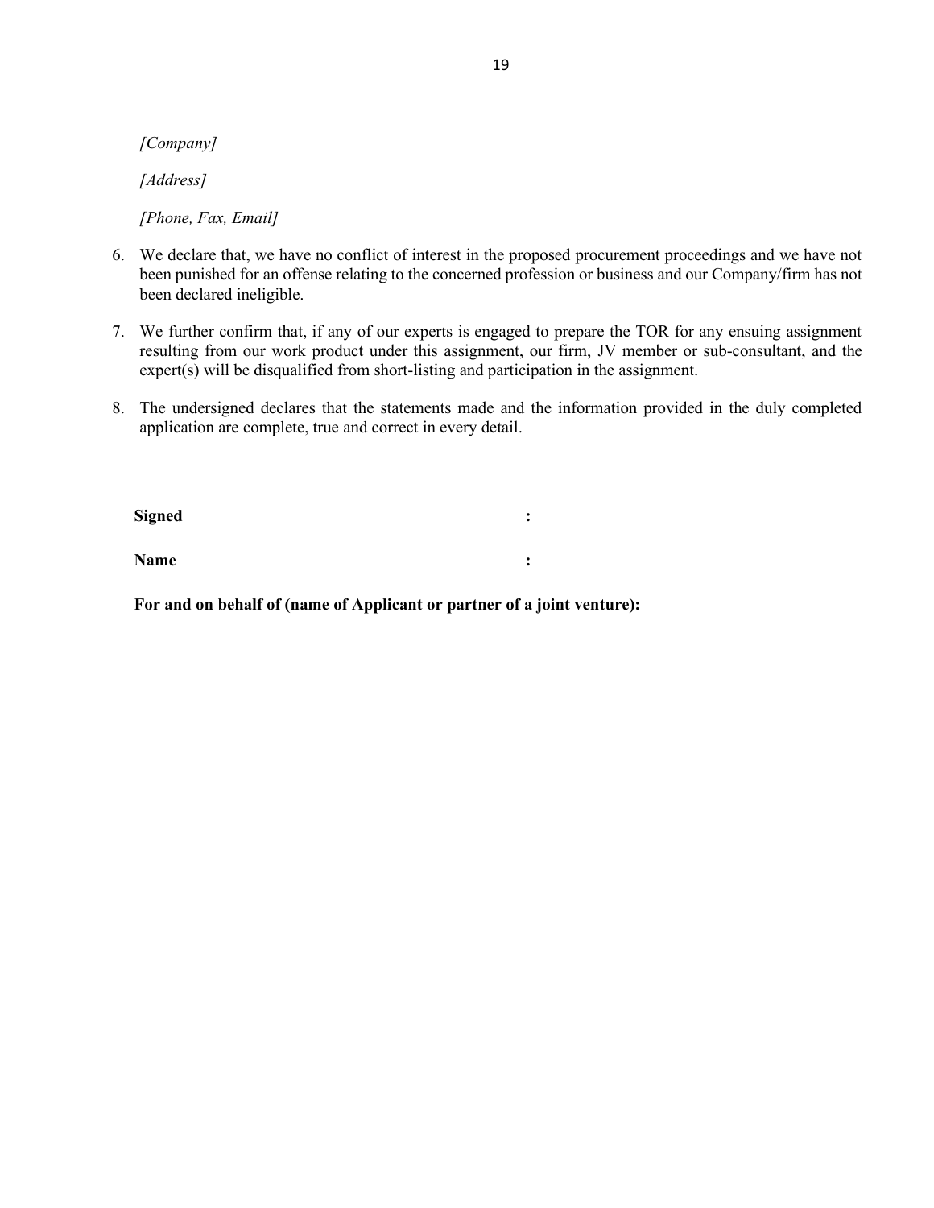*[Company]*

*[Address]*

*[Phone, Fax, Email]*

6. We declare that, we have no conflict of interest in the proposed procurement proceedings and we have not been punished for an offense relating to the concerned profession or business and our Company/firm has not been declared ineligible.

7. We further confirm that, if any of our experts is engaged to prepare the TOR for any ensuing assignment resulting from our work product under this assignment, our firm, JV member or sub-consultant, and the expert(s) will be disqualified from short-listing and participation in the assignment.

8. The undersigned declares that the statements made and the information provided in the duly completed application are complete, true and correct in every detail.

**Signed** :

**Name** :

**For and on behalf of (name of Applicant or partner of a joint venture):**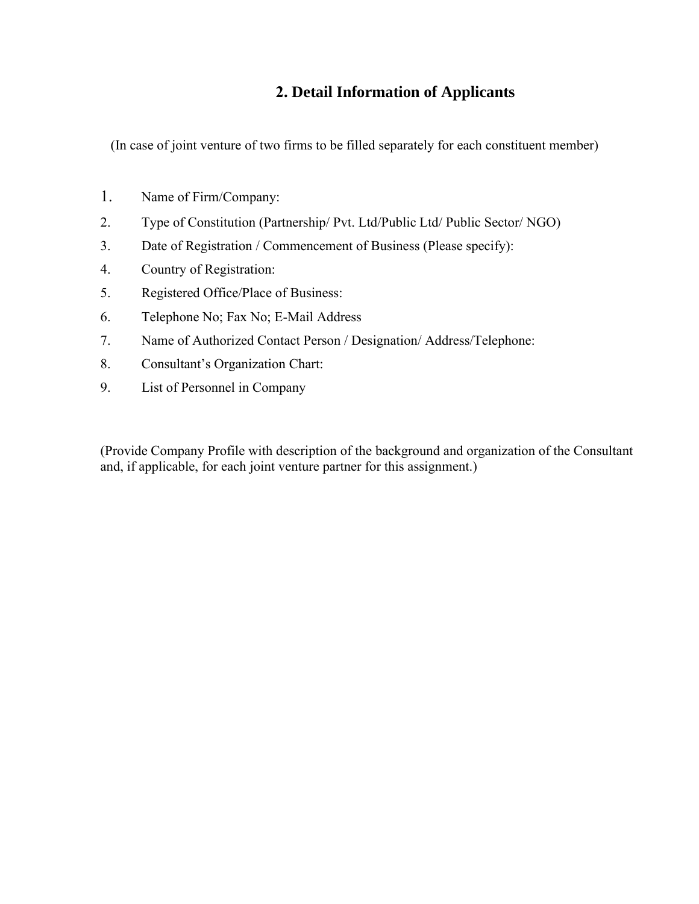## 2. Detail Information of Applicants

(In case of joint venture of two firms to be filled separately for each constituent member)

1. Name of Firm/Company:
2. Type of Constitution (Partnership/ Pvt. Ltd/Public Ltd/ Public Sector/ NGO)
3. Date of Registration / Commencement of Business (Please specify):
4. Country of Registration:
5. Registered Office/Place of Business:
6. Telephone No; Fax No; E-Mail Address
7. Name of Authorized Contact Person / Designation/ Address/Telephone:
8. Consultant's Organization Chart:
9. List of Personnel in Company

(Provide Company Profile with description of the background and organization of the Consultant and, if applicable, for each joint venture partner for this assignment.)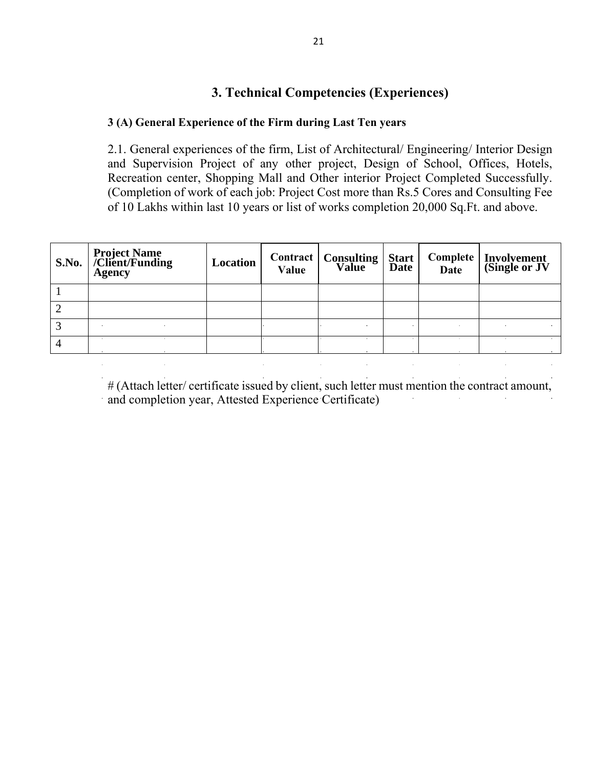## 3. Technical Competencies (Experiences)

### 3 (A) General Experience of the Firm during Last Ten years

2.1. General experiences of the firm, List of Architectural/ Engineering/ Interior Design and Supervision Project of any other project, Design of School, Offices, Hotels, Recreation center, Shopping Mall and Other interior Project Completed Successfully. (Completion of work of each job: Project Cost more than Rs.5 Cores and Consulting Fee of 10 Lakhs within last 10 years or list of works completion 20,000 Sq.Ft. and above.

| S.No. | Project Name /Client/Funding Agency | Location | Contract Value | Consulting Value | Start Date | Complete Date | Involvement (Single or JV |
|---|---|---|---|---|---|---|---|
| 1 | | | | | | | |
| 2 | | | | | | | |
| 3 | | | | | | | |
| 4 | | | | | | | |

# (Attach letter/ certificate issued by client, such letter must mention the contract amount, and completion year, Attested Experience Certificate)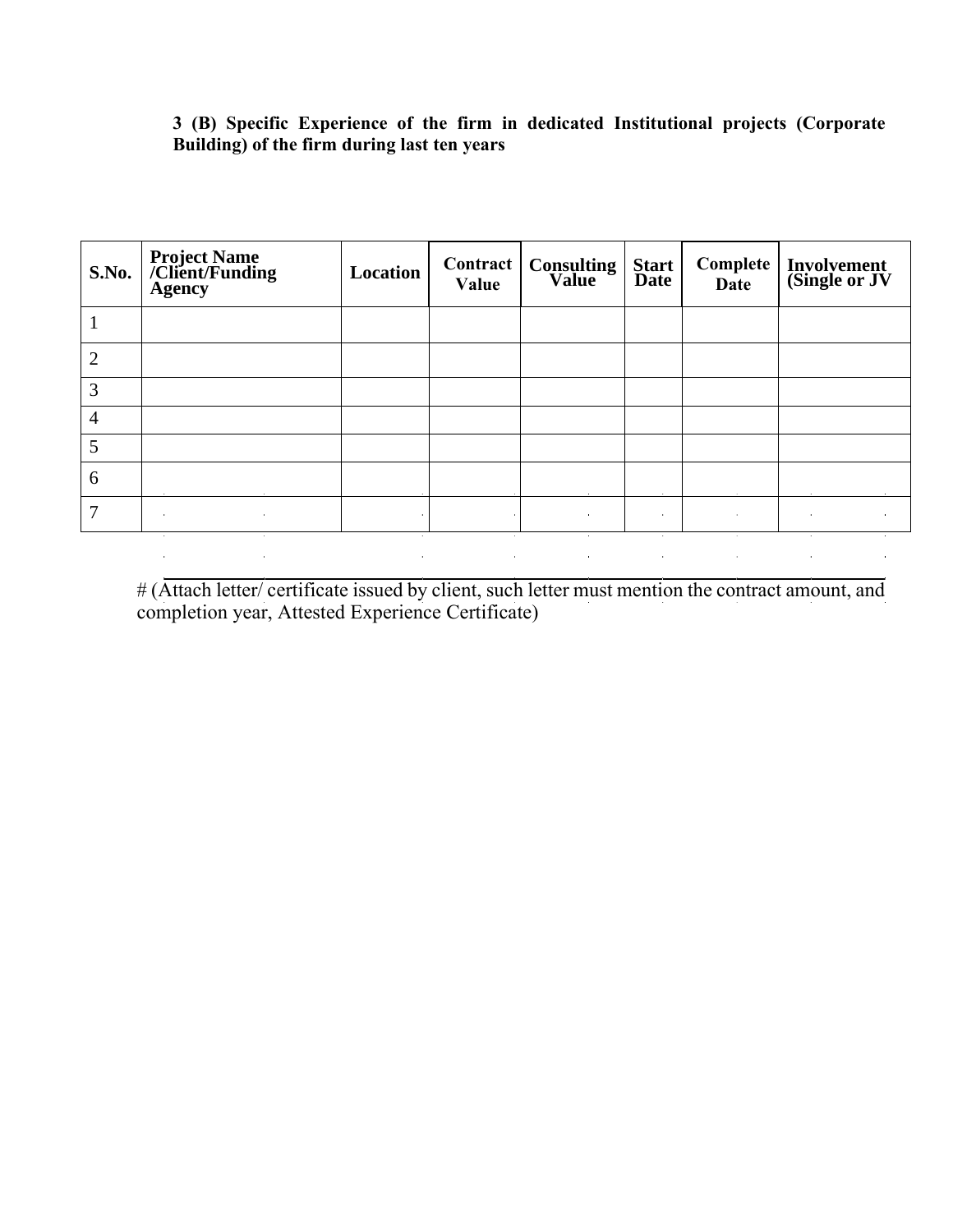**3 (B) Specific Experience of the firm in dedicated Institutional projects (Corporate Building) of the firm during last ten years**

| S.No. | Project Name /Client/Funding Agency | Location | Contract Value | Consulting Value | Start Date | Complete Date | Involvement (Single or JV |
|---|---|---|---|---|---|---|---|
| 1 | | | | | | | |
| 2 | | | | | | | |
| 3 | | | | | | | |
| 4 | | | | | | | |
| 5 | | | | | | | |
| 6 | | | | | | | |
| 7 | | | | | | | |

# (Attach letter/ certificate issued by client, such letter must mention the contract amount, and completion year, Attested Experience Certificate)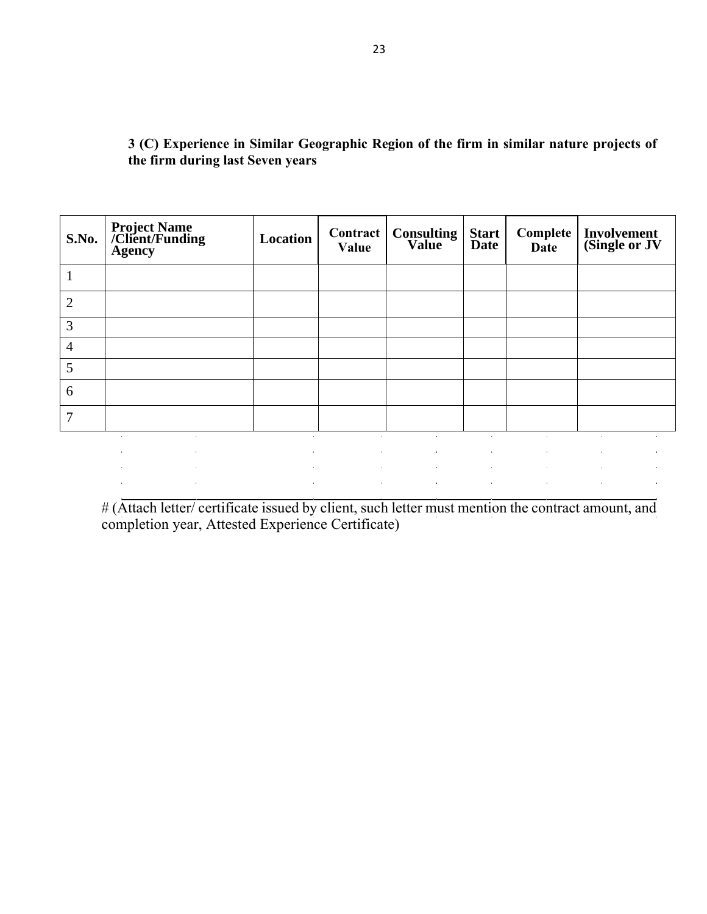**3 (C) Experience in Similar Geographic Region of the firm in similar nature projects of the firm during last Seven years**

| S.No. | Project Name /Client/Funding Agency | Location | Contract Value | Consulting Value | Start Date | Complete Date | Involvement (Single or JV |
|---|---|---|---|---|---|---|---|
| 1 | | | | | | | |
| 2 | | | | | | | |
| 3 | | | | | | | |
| 4 | | | | | | | |
| 5 | | | | | | | |
| 6 | | | | | | | |
| 7 | | | | | | | |

# (Attach letter/ certificate issued by client, such letter must mention the contract amount, and completion year, Attested Experience Certificate)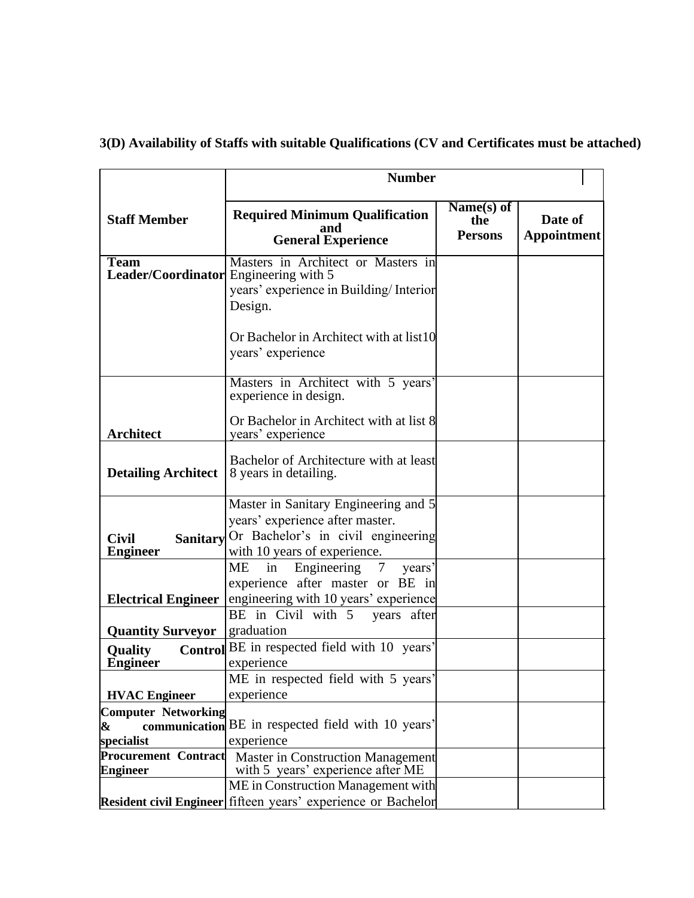### 3(D) Availability of Staffs with suitable Qualifications (CV and Certificates must be attached)

| Staff Member | Number | | |
|---|---|---|---|
| | Required Minimum Qualification and General Experience | Name(s) of the Persons | Date of Appointment |
| Team Leader/Coordinator | Masters in Architect or Masters in Engineering with 5 years' experience in Building/ Interior Design.<br><br>Or Bachelor in Architect with at list10 years' experience | | |
| Architect | Masters in Architect with 5 years' experience in design.<br><br>Or Bachelor in Architect with at list 8 years' experience | | |
| Detailing Architect | Bachelor of Architecture with at least 8 years in detailing. | | |
| Civil Sanitary Engineer | Master in Sanitary Engineering and 5 years' experience after master.<br>Or Bachelor's in civil engineering with 10 years of experience. | | |
| Electrical Engineer | ME in Engineering 7 years' experience after master or BE in engineering with 10 years' experience | | |
| Quantity Surveyor | BE in Civil with 5 years after graduation | | |
| Quality Control Engineer | BE in respected field with 10 years' experience | | |
| HVAC Engineer | ME in respected field with 5 years' experience | | |
| Computer Networking & communication specialist | BE in respected field with 10 years' experience | | |
| Procurement Contract Engineer | Master in Construction Management with 5 years' experience after ME | | |
| Resident civil Engineer | ME in Construction Management with fifteen years' experience or Bachelor | | |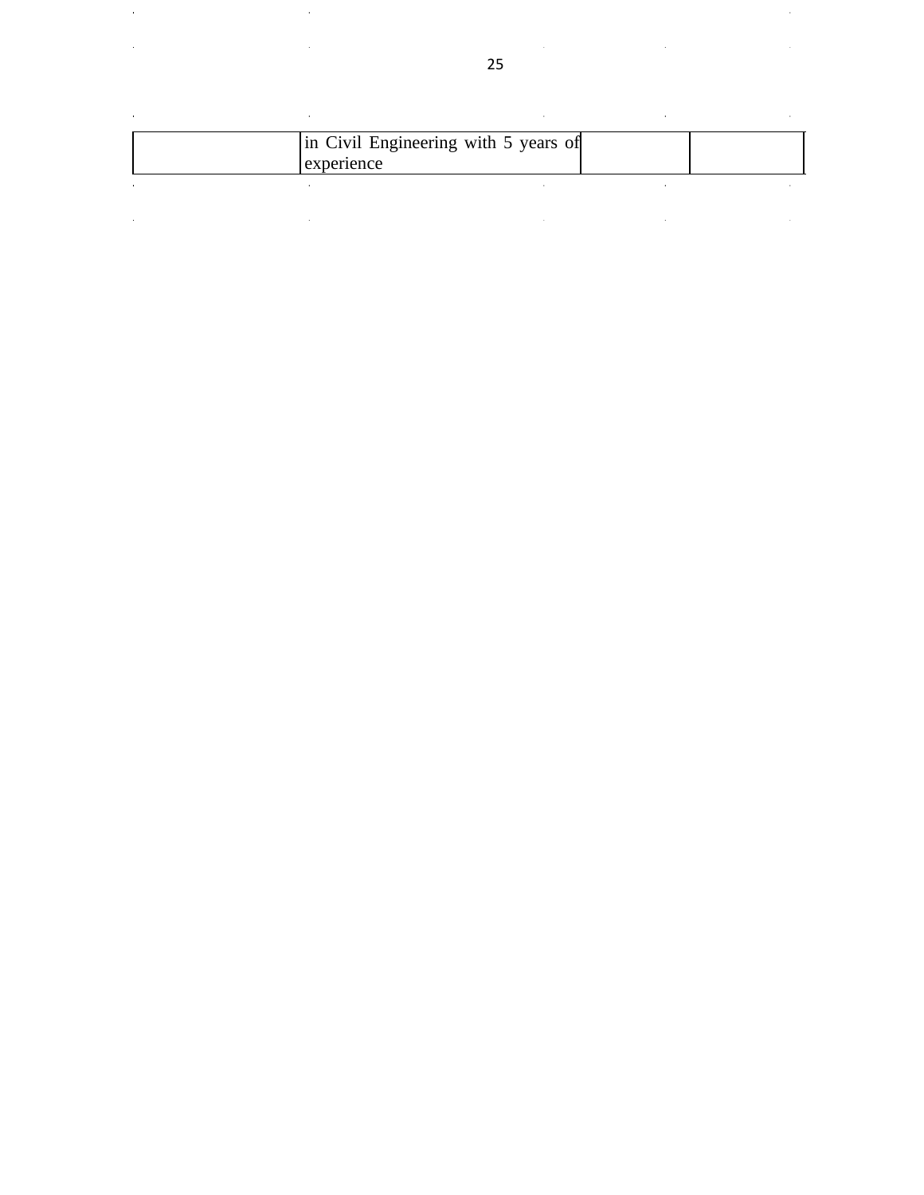| | | | |
|---|---|---|---|
| | in Civil Engineering with 5 years of experience | | |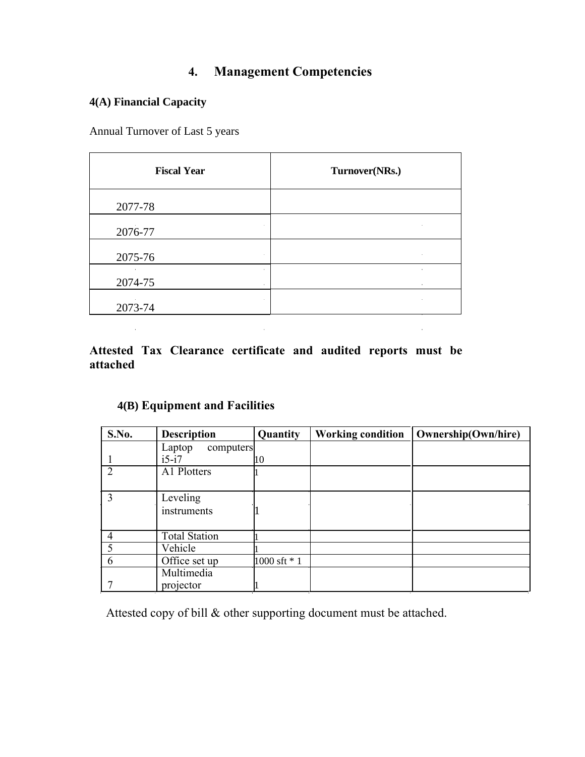# 4. Management Competencies

### 4(A) Financial Capacity

Annual Turnover of Last 5 years

| Fiscal Year | Turnover(NRs.) |
|---|---|
| 2077-78 | |
| 2076-77 | |
| 2075-76 | |
| 2074-75 | |
| 2073-74 | |

**Attested Tax Clearance certificate and audited reports must be attached**

### 4(B) Equipment and Facilities

| S.No. | Description | Quantity | Working condition | Ownership(Own/hire) |
|---|---|---|---|---|
| 1 | Laptop computers i5-i7 | 10 | | |
| 2 | A1 Plotters | 1 | | |
| 3 | Leveling instruments | 1 | | |
| 4 | Total Station | 1 | | |
| 5 | Vehicle | 1 | | |
| 6 | Office set up | 1000 sft * 1 | | |
| 7 | Multimedia projector | 1 | | |

Attested copy of bill & other supporting document must be attached.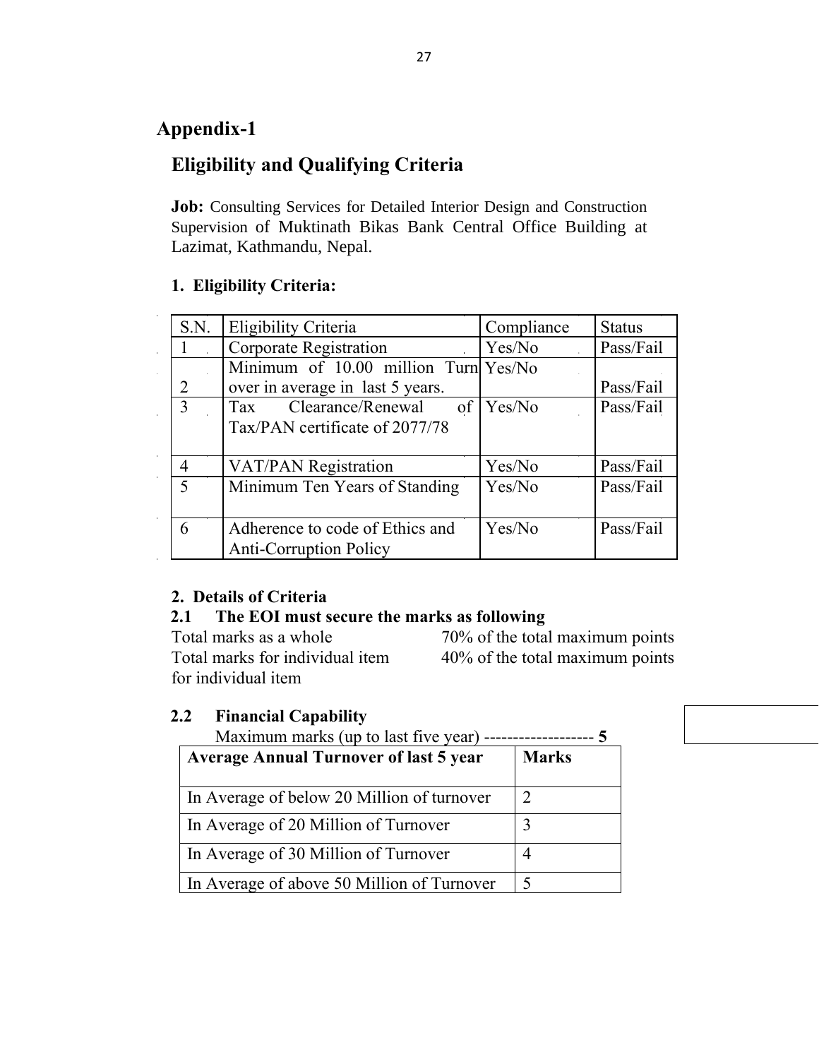# Appendix-1

## Eligibility and Qualifying Criteria

**Job:** Consulting Services for Detailed Interior Design and Construction Supervision of Muktinath Bikas Bank Central Office Building at Lazimat, Kathmandu, Nepal.

### 1. Eligibility Criteria:

| S.N. | Eligibility Criteria | Compliance | Status |
|---|---|---|---|
| 1 | Corporate Registration | Yes/No | Pass/Fail |
| 2 | Minimum of 10.00 million Turn over in average in last 5 years. | Yes/No | Pass/Fail |
| 3 | Tax Clearance/Renewal of Tax/PAN certificate of 2077/78 | Yes/No | Pass/Fail |
| 4 | VAT/PAN Registration | Yes/No | Pass/Fail |
| 5 | Minimum Ten Years of Standing | Yes/No | Pass/Fail |
| 6 | Adherence to code of Ethics and Anti-Corruption Policy | Yes/No | Pass/Fail |

### 2. Details of Criteria

**2.1 The EOI must secure the marks as following**

Total marks as a whole — 70% of the total maximum points

Total marks for individual item for individual item — 40% of the total maximum points

**2.2 Financial Capability**

Maximum marks (up to last five year) ------------------- **5**

| Average Annual Turnover of last 5 year | Marks |
|---|---|
| In Average of below 20 Million of turnover | 2 |
| In Average of 20 Million of Turnover | 3 |
| In Average of 30 Million of Turnover | 4 |
| In Average of above 50 Million of Turnover | 5 |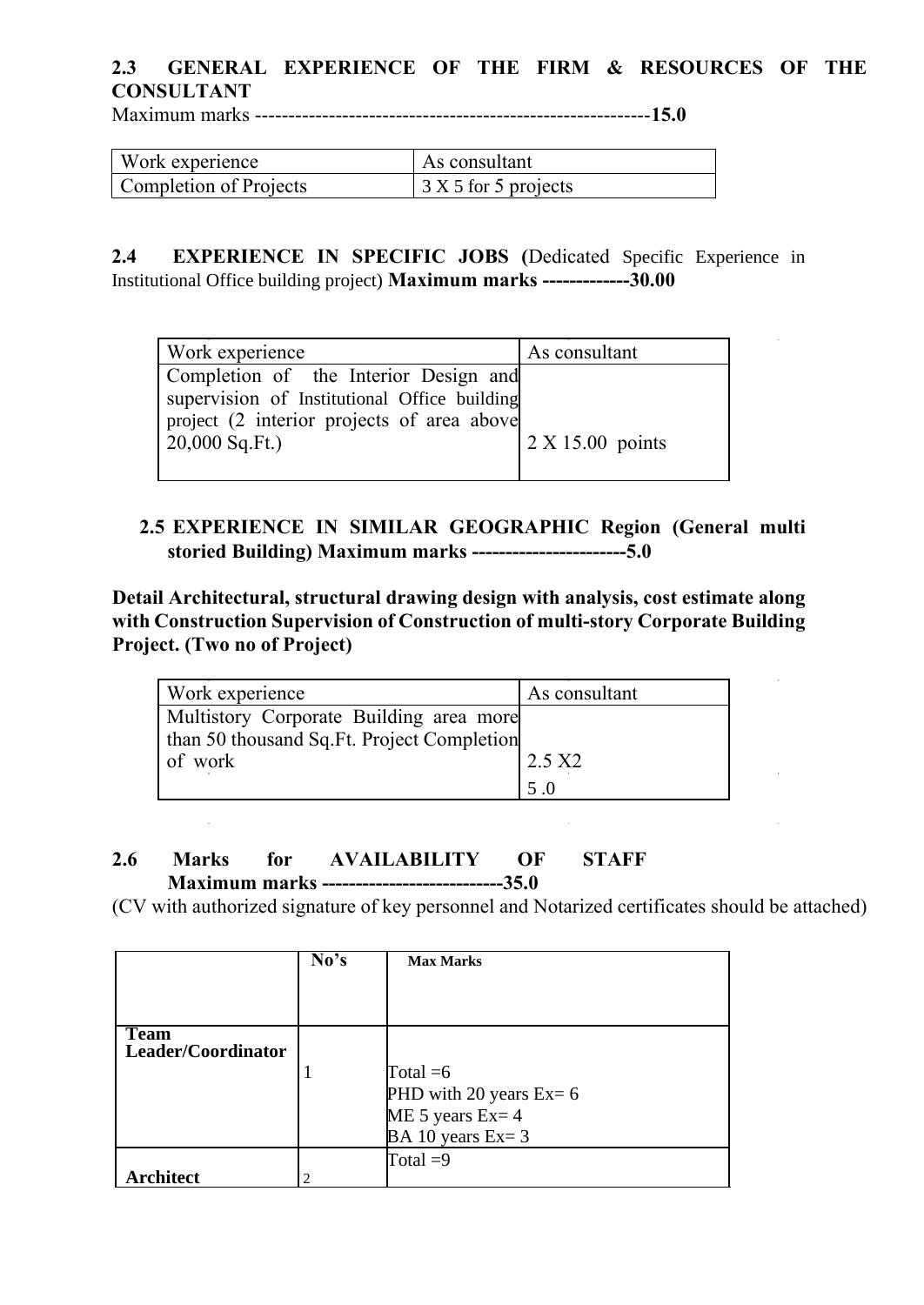**2.3 GENERAL EXPERIENCE OF THE FIRM & RESOURCES OF THE CONSULTANT**

Maximum marks ---------------------------------------------------------**15.0**

| Work experience | As consultant |
|---|---|
| Completion of Projects | 3 X 5 for 5 projects |

**2.4 EXPERIENCE IN SPECIFIC JOBS (**Dedicated Specific Experience in Institutional Office building project) **Maximum marks -------------30.00**

| Work experience | As consultant |
|---|---|
| Completion of the Interior Design and supervision of Institutional Office building project (2 interior projects of area above 20,000 Sq.Ft.) | 2 X 15.00 points |

**2.5 EXPERIENCE IN SIMILAR GEOGRAPHIC Region (General multi storied Building) Maximum marks -----------------------5.0**

**Detail Architectural, structural drawing design with analysis, cost estimate along with Construction Supervision of Construction of multi-story Corporate Building Project. (Two no of Project)**

| Work experience | As consultant |
|---|---|
| Multistory Corporate Building area more than 50 thousand Sq.Ft. Project Completion of work | 2.5 X2<br>5 .0 |

**2.6 Marks for AVAILABILITY OF STAFF Maximum marks ---------------------------35.0**

(CV with authorized signature of key personnel and Notarized certificates should be attached)

| | No's | Max Marks |
|---|---|---|
| **Team Leader/Coordinator** | 1 | Total =6<br>PHD with 20 years Ex= 6<br>ME 5 years Ex= 4<br>BA 10 years Ex= 3 |
| **Architect** | 2 | Total =9 |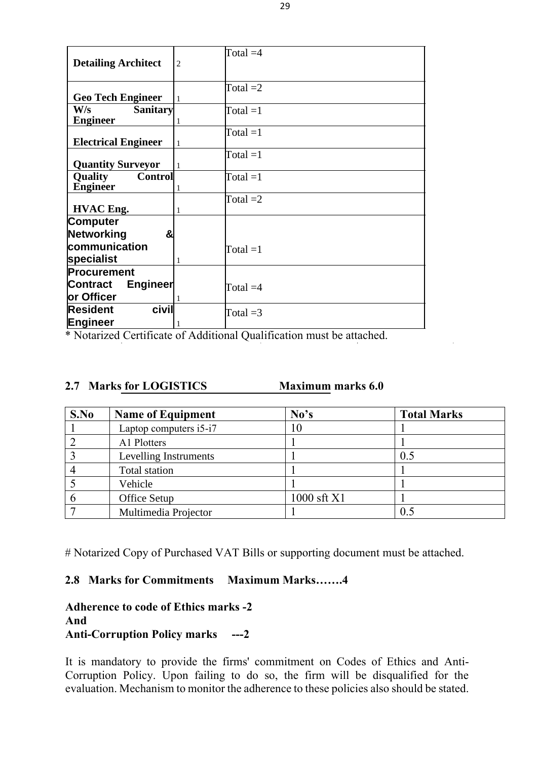| | | |
|---|---|---|
| **Detailing Architect** | 2 | Total =4 |
| **Geo Tech Engineer** | 1 | Total =2 |
| **W/s Sanitary Engineer** | 1 | Total =1 |
| **Electrical Engineer** | 1 | Total =1 |
| **Quantity Surveyor** | 1 | Total =1 |
| **Quality Control Engineer** | 1 | Total =1 |
| **HVAC Eng.** | 1 | Total =2 |
| **Computer Networking & communication specialist** | 1 | Total =1 |
| **Procurement Contract Engineer or Officer** | 1 | Total =4 |
| **Resident civil Engineer** | 1 | Total =3 |

* Notarized Certificate of Additional Qualification must be attached.

### 2.7 Marks for LOGISTICS Maximum marks 6.0

| S.No | Name of Equipment | No's | Total Marks |
|---|---|---|---|
| 1 | Laptop computers i5-i7 | 10 | 1 |
| 2 | A1 Plotters | 1 | 1 |
| 3 | Levelling Instruments | 1 | 0.5 |
| 4 | Total station | 1 | 1 |
| 5 | Vehicle | 1 | 1 |
| 6 | Office Setup | 1000 sft X1 | 1 |
| 7 | Multimedia Projector | 1 | 0.5 |

# Notarized Copy of Purchased VAT Bills or supporting document must be attached.

### 2.8 Marks for Commitments Maximum Marks…….4

**Adherence to code of Ethics marks -2**
**And**
**Anti-Corruption Policy marks ---2**

It is mandatory to provide the firms' commitment on Codes of Ethics and Anti-Corruption Policy. Upon failing to do so, the firm will be disqualified for the evaluation. Mechanism to monitor the adherence to these policies also should be stated.